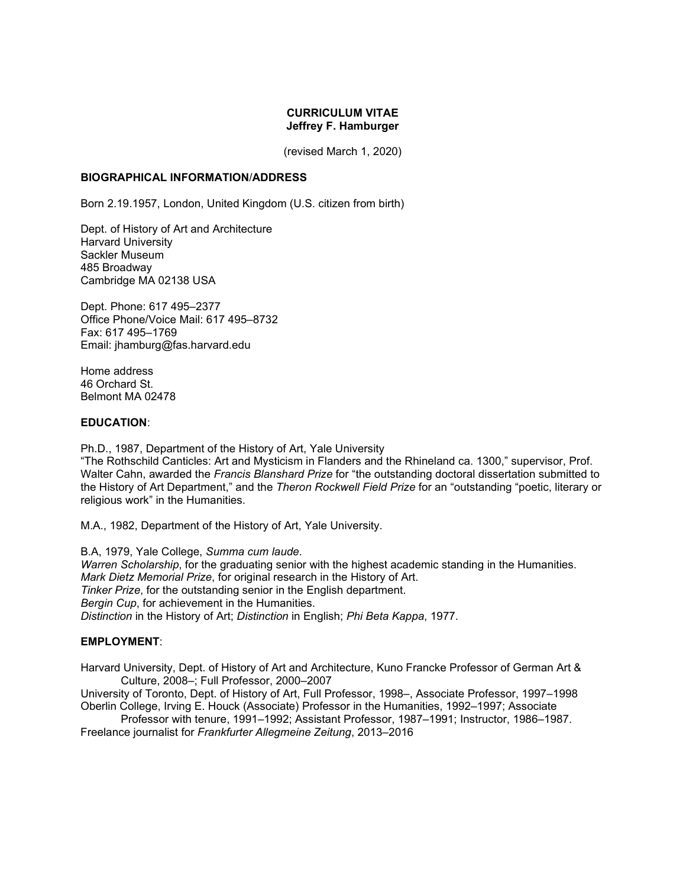**CURRICULUM VITAE**
**Jeffrey F. Hamburger**

(revised March 1, 2020)

## BIOGRAPHICAL INFORMATION/ADDRESS

Born 2.19.1957, London, United Kingdom (U.S. citizen from birth)

Dept. of History of Art and Architecture
Harvard University
Sackler Museum
485 Broadway
Cambridge MA 02138 USA

Dept. Phone: 617 495–2377
Office Phone/Voice Mail: 617 495–8732
Fax: 617 495–1769
Email: jhamburg@fas.harvard.edu

Home address
46 Orchard St.
Belmont MA 02478

## EDUCATION:

Ph.D., 1987, Department of the History of Art, Yale University
"The Rothschild Canticles: Art and Mysticism in Flanders and the Rhineland ca. 1300," supervisor, Prof. Walter Cahn, awarded the *Francis Blanshard Prize* for "the outstanding doctoral dissertation submitted to the History of Art Department," and the *Theron Rockwell Field Prize* for an "outstanding "poetic, literary or religious work" in the Humanities.

M.A., 1982, Department of the History of Art, Yale University.

B.A, 1979, Yale College, *Summa cum laude*.
*Warren Scholarship*, for the graduating senior with the highest academic standing in the Humanities.
*Mark Dietz Memorial Prize*, for original research in the History of Art.
*Tinker Prize*, for the outstanding senior in the English department.
*Bergin Cup*, for achievement in the Humanities.
*Distinction* in the History of Art; *Distinction* in English; *Phi Beta Kappa*, 1977.

## EMPLOYMENT:

Harvard University, Dept. of History of Art and Architecture, Kuno Francke Professor of German Art & Culture, 2008–; Full Professor, 2000–2007
University of Toronto, Dept. of History of Art, Full Professor, 1998–, Associate Professor, 1997–1998
Oberlin College, Irving E. Houck (Associate) Professor in the Humanities, 1992–1997; Associate Professor with tenure, 1991–1992; Assistant Professor, 1987–1991; Instructor, 1986–1987.
Freelance journalist for *Frankfurter Allegmeine Zeitung*, 2013–2016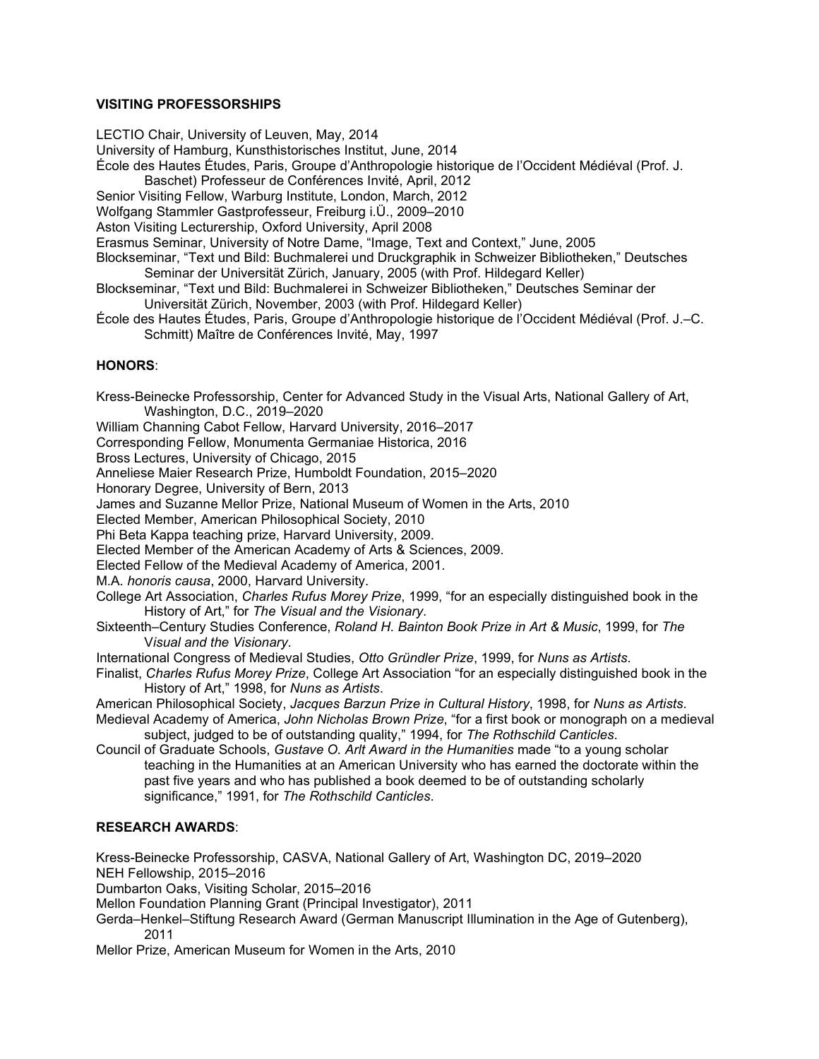## VISITING PROFESSORSHIPS

LECTIO Chair, University of Leuven, May, 2014
University of Hamburg, Kunsthistorisches Institut, June, 2014
École des Hautes Études, Paris, Groupe d'Anthropologie historique de l'Occident Médiéval (Prof. J. Baschet) Professeur de Conférences Invité, April, 2012
Senior Visiting Fellow, Warburg Institute, London, March, 2012
Wolfgang Stammler Gastprofesseur, Freiburg i.Ü., 2009–2010
Aston Visiting Lecturership, Oxford University, April 2008
Erasmus Seminar, University of Notre Dame, "Image, Text and Context," June, 2005
Blockseminar, "Text und Bild: Buchmalerei und Druckgraphik in Schweizer Bibliotheken," Deutsches Seminar der Universität Zürich, January, 2005 (with Prof. Hildegard Keller)
Blockseminar, "Text und Bild: Buchmalerei in Schweizer Bibliotheken," Deutsches Seminar der Universität Zürich, November, 2003 (with Prof. Hildegard Keller)
École des Hautes Études, Paris, Groupe d'Anthropologie historique de l'Occident Médiéval (Prof. J.–C. Schmitt) Maître de Conférences Invité, May, 1997

## HONORS:

Kress-Beinecke Professorship, Center for Advanced Study in the Visual Arts, National Gallery of Art, Washington, D.C., 2019–2020
William Channing Cabot Fellow, Harvard University, 2016–2017
Corresponding Fellow, Monumenta Germaniae Historica, 2016
Bross Lectures, University of Chicago, 2015
Anneliese Maier Research Prize, Humboldt Foundation, 2015–2020
Honorary Degree, University of Bern, 2013
James and Suzanne Mellor Prize, National Museum of Women in the Arts, 2010
Elected Member, American Philosophical Society, 2010
Phi Beta Kappa teaching prize, Harvard University, 2009.
Elected Member of the American Academy of Arts & Sciences, 2009.
Elected Fellow of the Medieval Academy of America, 2001.
M.A. *honoris causa*, 2000, Harvard University.
College Art Association, *Charles Rufus Morey Prize*, 1999, "for an especially distinguished book in the History of Art," for *The Visual and the Visionary*.
Sixteenth–Century Studies Conference, *Roland H. Bainton Book Prize in Art & Music*, 1999, for *The Visual and the Visionary*.
International Congress of Medieval Studies, *Otto Gründler Prize*, 1999, for *Nuns as Artists*.
Finalist, *Charles Rufus Morey Prize*, College Art Association "for an especially distinguished book in the History of Art," 1998, for *Nuns as Artists*.
American Philosophical Society, *Jacques Barzun Prize in Cultural History*, 1998, for *Nuns as Artists*.
Medieval Academy of America, *John Nicholas Brown Prize*, "for a first book or monograph on a medieval subject, judged to be of outstanding quality," 1994, for *The Rothschild Canticles*.
Council of Graduate Schools, *Gustave O. Arlt Award in the Humanities* made "to a young scholar teaching in the Humanities at an American University who has earned the doctorate within the past five years and who has published a book deemed to be of outstanding scholarly significance," 1991, for *The Rothschild Canticles*.

## RESEARCH AWARDS:

Kress-Beinecke Professorship, CASVA, National Gallery of Art, Washington DC, 2019–2020
NEH Fellowship, 2015–2016
Dumbarton Oaks, Visiting Scholar, 2015–2016
Mellon Foundation Planning Grant (Principal Investigator), 2011
Gerda–Henkel–Stiftung Research Award (German Manuscript Illumination in the Age of Gutenberg), 2011
Mellor Prize, American Museum for Women in the Arts, 2010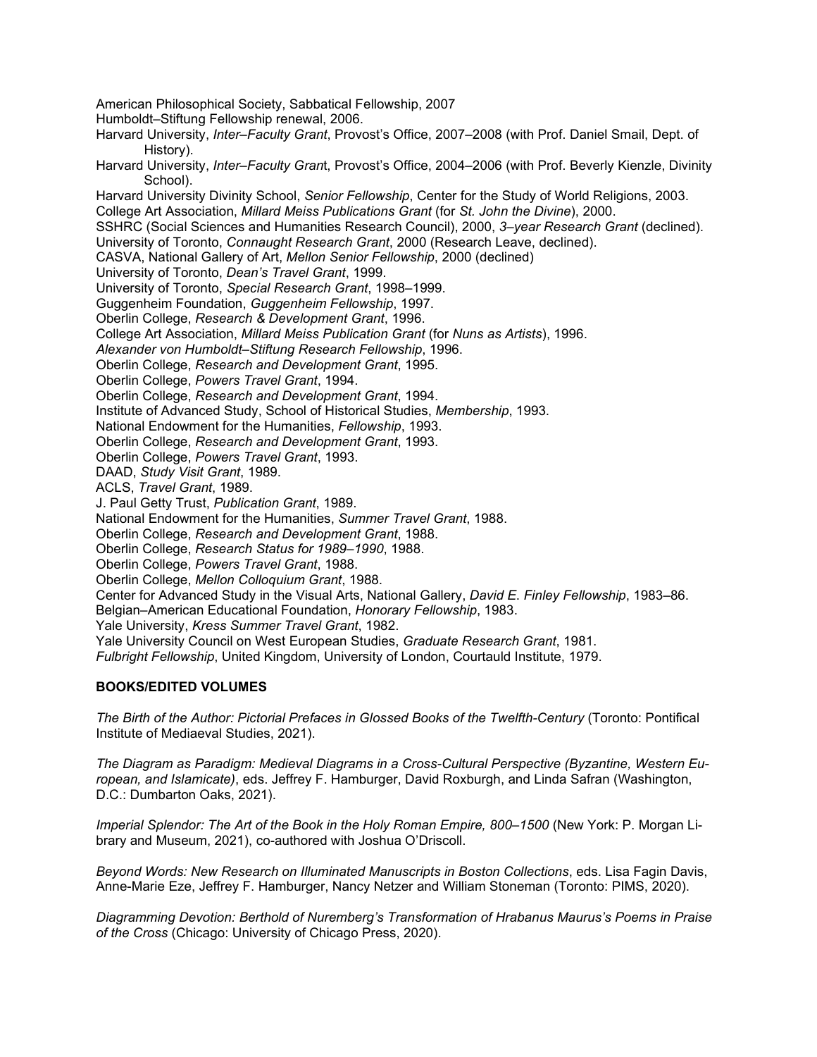American Philosophical Society, Sabbatical Fellowship, 2007
Humboldt–Stiftung Fellowship renewal, 2006.
Harvard University, *Inter–Faculty Grant*, Provost's Office, 2007–2008 (with Prof. Daniel Smail, Dept. of History).
Harvard University, *Inter–Faculty Gran*t, Provost's Office, 2004–2006 (with Prof. Beverly Kienzle, Divinity School).
Harvard University Divinity School, *Senior Fellowship*, Center for the Study of World Religions, 2003.
College Art Association, *Millard Meiss Publications Grant* (for *St. John the Divine*), 2000.
SSHRC (Social Sciences and Humanities Research Council), 2000, *3–year Research Grant* (declined).
University of Toronto, *Connaught Research Grant*, 2000 (Research Leave, declined).
CASVA, National Gallery of Art, *Mellon Senior Fellowship*, 2000 (declined)
University of Toronto, *Dean's Travel Grant*, 1999.
University of Toronto, *Special Research Grant*, 1998–1999.
Guggenheim Foundation, *Guggenheim Fellowship*, 1997.
Oberlin College, *Research & Development Grant*, 1996.
College Art Association, *Millard Meiss Publication Grant* (for *Nuns as Artists*), 1996.
*Alexander von Humboldt–Stiftung Research Fellowship*, 1996.
Oberlin College, *Research and Development Grant*, 1995.
Oberlin College, *Powers Travel Grant*, 1994.
Oberlin College, *Research and Development Grant*, 1994.
Institute of Advanced Study, School of Historical Studies, *Membership*, 1993.
National Endowment for the Humanities, *Fellowship*, 1993.
Oberlin College, *Research and Development Grant*, 1993.
Oberlin College, *Powers Travel Grant*, 1993.
DAAD, *Study Visit Grant*, 1989.
ACLS, *Travel Grant*, 1989.
J. Paul Getty Trust, *Publication Grant*, 1989.
National Endowment for the Humanities, *Summer Travel Grant*, 1988.
Oberlin College, *Research and Development Grant*, 1988.
Oberlin College, *Research Status for 1989–1990*, 1988.
Oberlin College, *Powers Travel Grant*, 1988.
Oberlin College, *Mellon Colloquium Grant*, 1988.
Center for Advanced Study in the Visual Arts, National Gallery, *David E. Finley Fellowship*, 1983–86.
Belgian–American Educational Foundation, *Honorary Fellowship*, 1983.
Yale University, *Kress Summer Travel Grant*, 1982.
Yale University Council on West European Studies, *Graduate Research Grant*, 1981.
*Fulbright Fellowship*, United Kingdom, University of London, Courtauld Institute, 1979.

**BOOKS/EDITED VOLUMES**

*The Birth of the Author: Pictorial Prefaces in Glossed Books of the Twelfth-Century* (Toronto: Pontifical Institute of Mediaeval Studies, 2021).

*The Diagram as Paradigm: Medieval Diagrams in a Cross-Cultural Perspective (Byzantine, Western European, and Islamicate)*, eds. Jeffrey F. Hamburger, David Roxburgh, and Linda Safran (Washington, D.C.: Dumbarton Oaks, 2021).

*Imperial Splendor: The Art of the Book in the Holy Roman Empire, 800–1500* (New York: P. Morgan Library and Museum, 2021), co-authored with Joshua O'Driscoll.

*Beyond Words: New Research on Illuminated Manuscripts in Boston Collections*, eds. Lisa Fagin Davis, Anne-Marie Eze, Jeffrey F. Hamburger, Nancy Netzer and William Stoneman (Toronto: PIMS, 2020).

*Diagramming Devotion: Berthold of Nuremberg's Transformation of Hrabanus Maurus's Poems in Praise of the Cross* (Chicago: University of Chicago Press, 2020).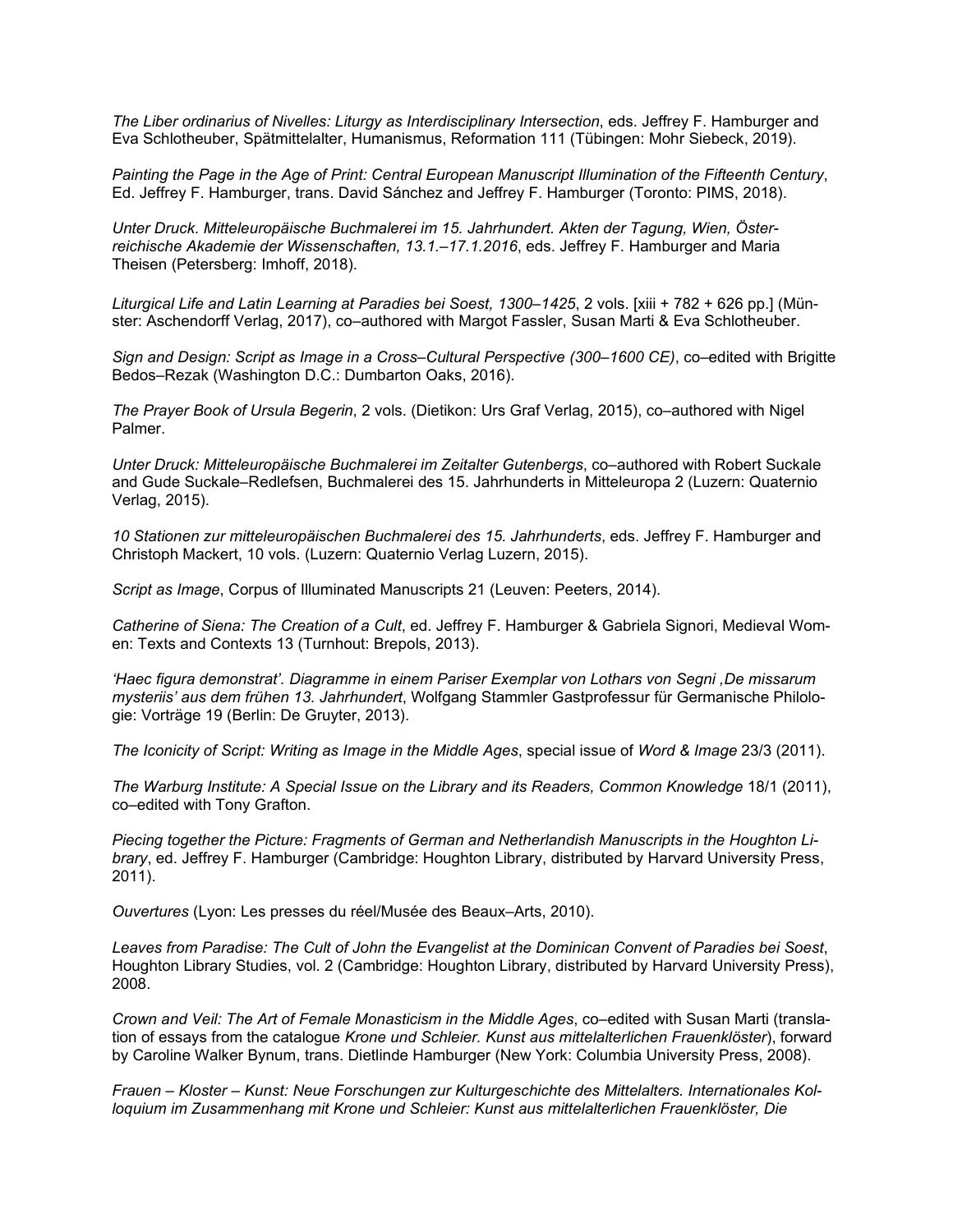*The Liber ordinarius of Nivelles: Liturgy as Interdisciplinary Intersection*, eds. Jeffrey F. Hamburger and Eva Schlotheuber, Spätmittelalter, Humanismus, Reformation 111 (Tübingen: Mohr Siebeck, 2019).

*Painting the Page in the Age of Print: Central European Manuscript Illumination of the Fifteenth Century*, Ed. Jeffrey F. Hamburger, trans. David Sánchez and Jeffrey F. Hamburger (Toronto: PIMS, 2018).

*Unter Druck. Mitteleuropäische Buchmalerei im 15. Jahrhundert. Akten der Tagung, Wien, Österreichische Akademie der Wissenschaften, 13.1.–17.1.2016*, eds. Jeffrey F. Hamburger and Maria Theisen (Petersberg: Imhoff, 2018).

*Liturgical Life and Latin Learning at Paradies bei Soest, 1300–1425*, 2 vols. [xiii + 782 + 626 pp.] (Münster: Aschendorff Verlag, 2017), co–authored with Margot Fassler, Susan Marti & Eva Schlotheuber.

*Sign and Design: Script as Image in a Cross–Cultural Perspective (300–1600 CE)*, co–edited with Brigitte Bedos–Rezak (Washington D.C.: Dumbarton Oaks, 2016).

*The Prayer Book of Ursula Begerin*, 2 vols. (Dietikon: Urs Graf Verlag, 2015), co–authored with Nigel Palmer.

*Unter Druck: Mitteleuropäische Buchmalerei im Zeitalter Gutenbergs*, co–authored with Robert Suckale and Gude Suckale–Redlefsen, Buchmalerei des 15. Jahrhunderts in Mitteleuropa 2 (Luzern: Quaternio Verlag, 2015).

*10 Stationen zur mitteleuropäischen Buchmalerei des 15. Jahrhunderts*, eds. Jeffrey F. Hamburger and Christoph Mackert, 10 vols. (Luzern: Quaternio Verlag Luzern, 2015).

*Script as Image*, Corpus of Illuminated Manuscripts 21 (Leuven: Peeters, 2014).

*Catherine of Siena: The Creation of a Cult*, ed. Jeffrey F. Hamburger & Gabriela Signori, Medieval Women: Texts and Contexts 13 (Turnhout: Brepols, 2013).

*'Haec figura demonstrat'. Diagramme in einem Pariser Exemplar von Lothars von Segni ,De missarum mysteriis' aus dem frühen 13. Jahrhundert*, Wolfgang Stammler Gastprofessur für Germanische Philologie: Vorträge 19 (Berlin: De Gruyter, 2013).

*The Iconicity of Script: Writing as Image in the Middle Ages*, special issue of *Word & Image* 23/3 (2011).

*The Warburg Institute: A Special Issue on the Library and its Readers, Common Knowledge* 18/1 (2011), co–edited with Tony Grafton.

*Piecing together the Picture: Fragments of German and Netherlandish Manuscripts in the Houghton Library*, ed. Jeffrey F. Hamburger (Cambridge: Houghton Library, distributed by Harvard University Press, 2011).

*Ouvertures* (Lyon: Les presses du réel/Musée des Beaux–Arts, 2010).

*Leaves from Paradise: The Cult of John the Evangelist at the Dominican Convent of Paradies bei Soest*, Houghton Library Studies, vol. 2 (Cambridge: Houghton Library, distributed by Harvard University Press), 2008.

*Crown and Veil: The Art of Female Monasticism in the Middle Ages*, co–edited with Susan Marti (translation of essays from the catalogue *Krone und Schleier. Kunst aus mittelalterlichen Frauenklöster*), forward by Caroline Walker Bynum, trans. Dietlinde Hamburger (New York: Columbia University Press, 2008).

*Frauen – Kloster – Kunst: Neue Forschungen zur Kulturgeschichte des Mittelalters. Internationales Kolloquium im Zusammenhang mit Krone und Schleier: Kunst aus mittelalterlichen Frauenklöster, Die*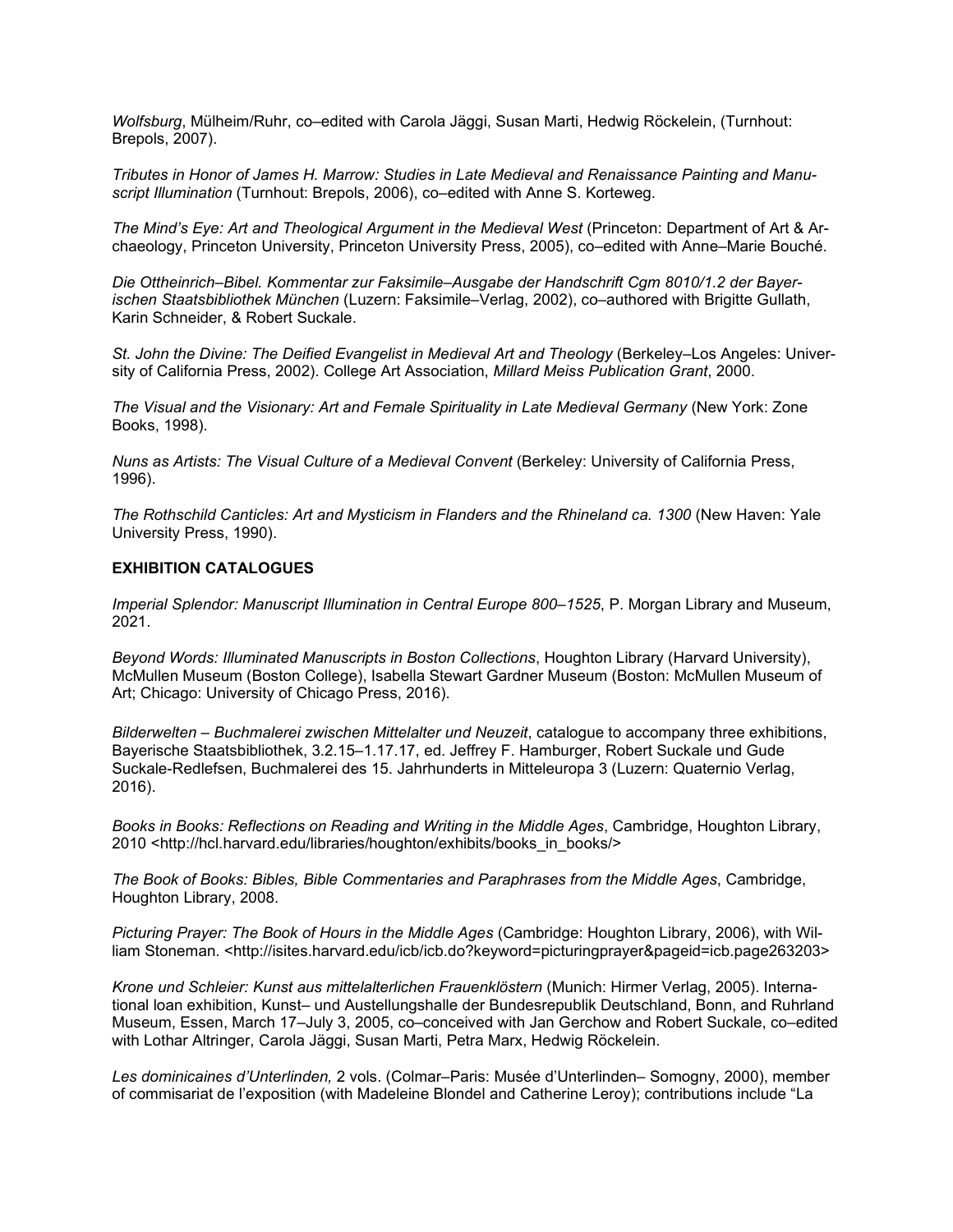*Wolfsburg*, Mülheim/Ruhr, co–edited with Carola Jäggi, Susan Marti, Hedwig Röckelein, (Turnhout: Brepols, 2007).

*Tributes in Honor of James H. Marrow: Studies in Late Medieval and Renaissance Painting and Manuscript Illumination* (Turnhout: Brepols, 2006), co–edited with Anne S. Korteweg.

*The Mind's Eye: Art and Theological Argument in the Medieval West* (Princeton: Department of Art & Archaeology, Princeton University, Princeton University Press, 2005), co–edited with Anne–Marie Bouché.

*Die Ottheinrich–Bibel. Kommentar zur Faksimile–Ausgabe der Handschrift Cgm 8010/1.2 der Bayerischen Staatsbibliothek München* (Luzern: Faksimile–Verlag, 2002), co–authored with Brigitte Gullath, Karin Schneider, & Robert Suckale.

*St. John the Divine: The Deified Evangelist in Medieval Art and Theology* (Berkeley–Los Angeles: University of California Press, 2002). College Art Association, *Millard Meiss Publication Grant*, 2000.

*The Visual and the Visionary: Art and Female Spirituality in Late Medieval Germany* (New York: Zone Books, 1998).

*Nuns as Artists: The Visual Culture of a Medieval Convent* (Berkeley: University of California Press, 1996).

*The Rothschild Canticles: Art and Mysticism in Flanders and the Rhineland ca. 1300* (New Haven: Yale University Press, 1990).

**EXHIBITION CATALOGUES**

*Imperial Splendor: Manuscript Illumination in Central Europe 800–1525*, P. Morgan Library and Museum, 2021.

*Beyond Words: Illuminated Manuscripts in Boston Collections*, Houghton Library (Harvard University), McMullen Museum (Boston College), Isabella Stewart Gardner Museum (Boston: McMullen Museum of Art; Chicago: University of Chicago Press, 2016).

*Bilderwelten – Buchmalerei zwischen Mittelalter und Neuzeit*, catalogue to accompany three exhibitions, Bayerische Staatsbibliothek, 3.2.15–1.17.17, ed. Jeffrey F. Hamburger, Robert Suckale und Gude Suckale-Redlefsen, Buchmalerei des 15. Jahrhunderts in Mitteleuropa 3 (Luzern: Quaternio Verlag, 2016).

*Books in Books: Reflections on Reading and Writing in the Middle Ages*, Cambridge, Houghton Library, 2010 <http://hcl.harvard.edu/libraries/houghton/exhibits/books_in_books/>

*The Book of Books: Bibles, Bible Commentaries and Paraphrases from the Middle Ages*, Cambridge, Houghton Library, 2008.

*Picturing Prayer: The Book of Hours in the Middle Ages* (Cambridge: Houghton Library, 2006), with William Stoneman. <http://isites.harvard.edu/icb/icb.do?keyword=picturingprayer&pageid=icb.page263203>

*Krone und Schleier: Kunst aus mittelalterlichen Frauenklöstern* (Munich: Hirmer Verlag, 2005). International loan exhibition, Kunst– und Austellungshalle der Bundesrepublik Deutschland, Bonn, and Ruhrland Museum, Essen, March 17–July 3, 2005, co–conceived with Jan Gerchow and Robert Suckale, co–edited with Lothar Altringer, Carola Jäggi, Susan Marti, Petra Marx, Hedwig Röckelein.

*Les dominicaines d'Unterlinden,* 2 vols. (Colmar–Paris: Musée d'Unterlinden– Somogny, 2000), member of commisariat de l'exposition (with Madeleine Blondel and Catherine Leroy); contributions include "La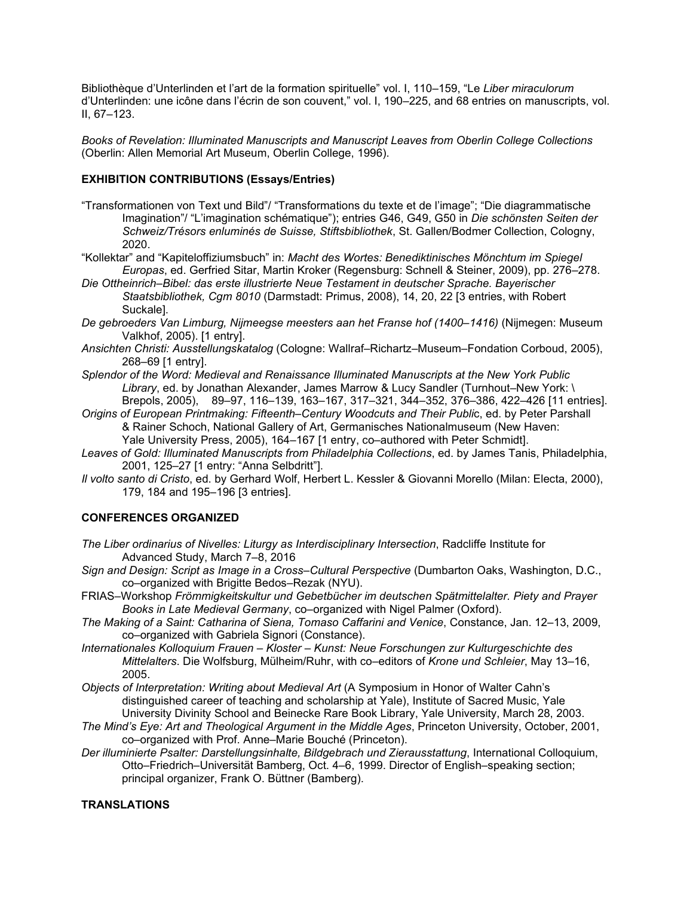Bibliothèque d'Unterlinden et l'art de la formation spirituelle" vol. I, 110–159, "Le *Liber miraculorum* d'Unterlinden: une icône dans l'écrin de son couvent," vol. I, 190–225, and 68 entries on manuscripts, vol. II, 67–123.

*Books of Revelation: Illuminated Manuscripts and Manuscript Leaves from Oberlin College Collections* (Oberlin: Allen Memorial Art Museum, Oberlin College, 1996).

**EXHIBITION CONTRIBUTIONS (Essays/Entries)**

"Transformationen von Text und Bild"/ "Transformations du texte et de l'image"; "Die diagrammatische Imagination"/ "L'imagination schématique"); entries G46, G49, G50 in *Die schönsten Seiten der Schweiz/Trésors enluminés de Suisse, Stiftsbibliothek*, St. Gallen/Bodmer Collection, Cologny, 2020.

"Kollektar" and "Kapiteloffiziumsbuch" in: *Macht des Wortes: Benediktinisches Mönchtum im Spiegel Europas*, ed. Gerfried Sitar, Martin Kroker (Regensburg: Schnell & Steiner, 2009), pp. 276–278.

*Die Ottheinrich–Bibel: das erste illustrierte Neue Testament in deutscher Sprache. Bayerischer Staatsbibliothek, Cgm 8010* (Darmstadt: Primus, 2008), 14, 20, 22 [3 entries, with Robert Suckale].

*De gebroeders Van Limburg, Nijmeegse meesters aan het Franse hof (1400–1416)* (Nijmegen: Museum Valkhof, 2005). [1 entry].

*Ansichten Christi: Ausstellungskatalog* (Cologne: Wallraf–Richartz–Museum–Fondation Corboud, 2005), 268–69 [1 entry].

*Splendor of the Word: Medieval and Renaissance Illuminated Manuscripts at the New York Public Library*, ed. by Jonathan Alexander, James Marrow & Lucy Sandler (Turnhout–New York: \ Brepols, 2005), 89–97, 116–139, 163–167, 317–321, 344–352, 376–386, 422–426 [11 entries].

*Origins of European Printmaking: Fifteenth–Century Woodcuts and Their Public*, ed. by Peter Parshall & Rainer Schoch, National Gallery of Art, Germanisches Nationalmuseum (New Haven: Yale University Press, 2005), 164–167 [1 entry, co–authored with Peter Schmidt].

*Leaves of Gold: Illuminated Manuscripts from Philadelphia Collections*, ed. by James Tanis, Philadelphia, 2001, 125–27 [1 entry: "Anna Selbdritt"].

*Il volto santo di Cristo*, ed. by Gerhard Wolf, Herbert L. Kessler & Giovanni Morello (Milan: Electa, 2000), 179, 184 and 195–196 [3 entries].

**CONFERENCES ORGANIZED**

*The Liber ordinarius of Nivelles: Liturgy as Interdisciplinary Intersection*, Radcliffe Institute for Advanced Study, March 7–8, 2016

*Sign and Design: Script as Image in a Cross–Cultural Perspective* (Dumbarton Oaks, Washington, D.C., co–organized with Brigitte Bedos–Rezak (NYU).

FRIAS–Workshop *Frömmigkeitskultur und Gebetbücher im deutschen Spätmittelalter. Piety and Prayer Books in Late Medieval Germany*, co–organized with Nigel Palmer (Oxford).

*The Making of a Saint: Catharina of Siena, Tomaso Caffarini and Venice*, Constance, Jan. 12–13, 2009, co–organized with Gabriela Signori (Constance).

*Internationales Kolloquium Frauen – Kloster – Kunst: Neue Forschungen zur Kulturgeschichte des Mittelalters*. Die Wolfsburg, Mülheim/Ruhr, with co–editors of *Krone und Schleier*, May 13–16, 2005.

*Objects of Interpretation: Writing about Medieval Art* (A Symposium in Honor of Walter Cahn's distinguished career of teaching and scholarship at Yale), Institute of Sacred Music, Yale University Divinity School and Beinecke Rare Book Library, Yale University, March 28, 2003.

*The Mind's Eye: Art and Theological Argument in the Middle Ages*, Princeton University, October, 2001, co–organized with Prof. Anne–Marie Bouché (Princeton).

*Der illuminierte Psalter: Darstellungsinhalte, Bildgebrach und Zierausstattung*, International Colloquium, Otto–Friedrich–Universität Bamberg, Oct. 4–6, 1999. Director of English–speaking section; principal organizer, Frank O. Büttner (Bamberg).

**TRANSLATIONS**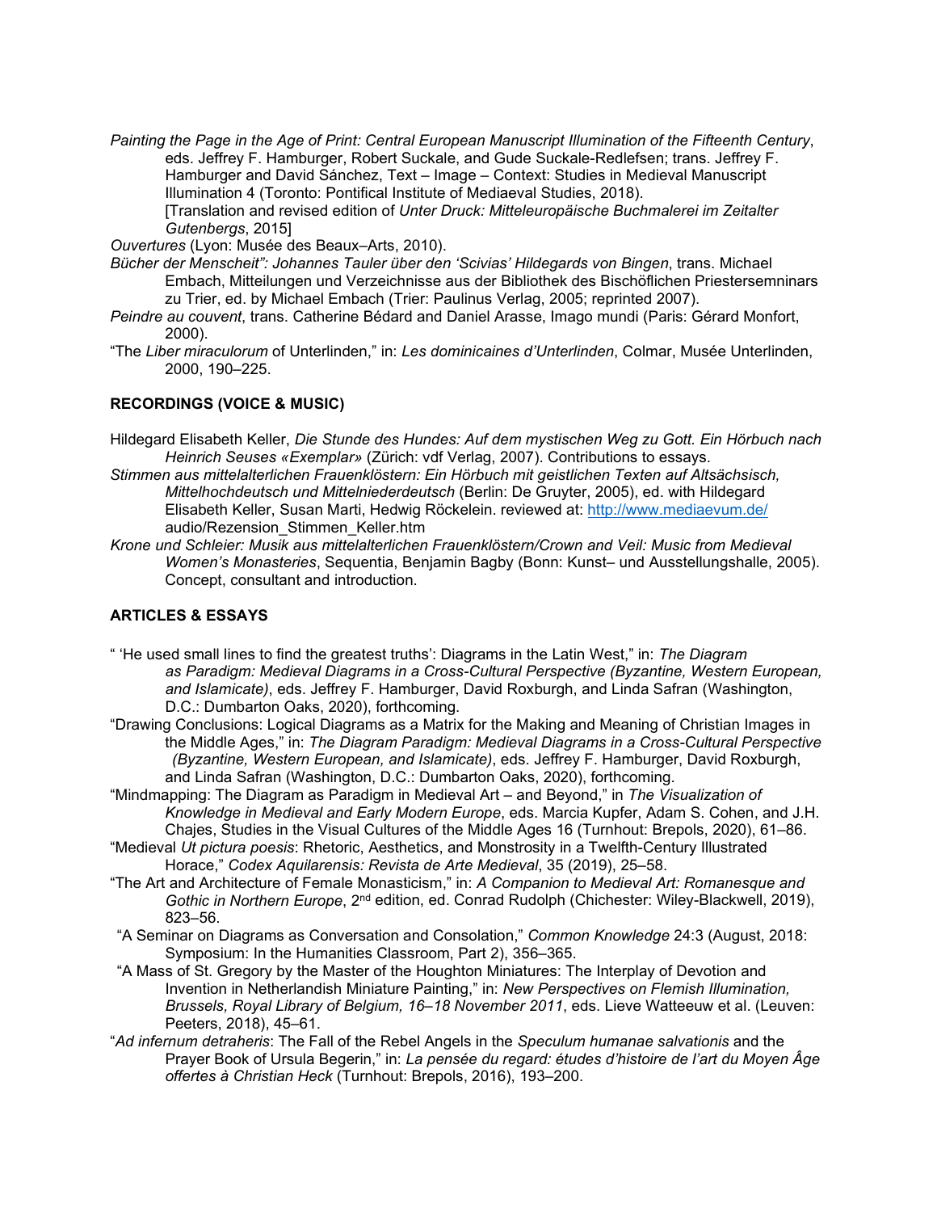*Painting the Page in the Age of Print: Central European Manuscript Illumination of the Fifteenth Century*, eds. Jeffrey F. Hamburger, Robert Suckale, and Gude Suckale-Redlefsen; trans. Jeffrey F. Hamburger and David Sánchez, Text – Image – Context: Studies in Medieval Manuscript Illumination 4 (Toronto: Pontifical Institute of Mediaeval Studies, 2018). [Translation and revised edition of *Unter Druck: Mitteleuropäische Buchmalerei im Zeitalter Gutenbergs*, 2015]

*Ouvertures* (Lyon: Musée des Beaux–Arts, 2010).

*Bücher der Menscheit": Johannes Tauler über den 'Scivias' Hildegards von Bingen*, trans. Michael Embach, Mitteilungen und Verzeichnisse aus der Bibliothek des Bischöflichen Priestersemninars zu Trier, ed. by Michael Embach (Trier: Paulinus Verlag, 2005; reprinted 2007).

*Peindre au couvent*, trans. Catherine Bédard and Daniel Arasse, Imago mundi (Paris: Gérard Monfort, 2000).

"The *Liber miraculorum* of Unterlinden," in: *Les dominicaines d'Unterlinden*, Colmar, Musée Unterlinden, 2000, 190–225.

**RECORDINGS (VOICE & MUSIC)**

Hildegard Elisabeth Keller, *Die Stunde des Hundes: Auf dem mystischen Weg zu Gott. Ein Hörbuch nach Heinrich Seuses «Exemplar»* (Zürich: vdf Verlag, 2007). Contributions to essays.

*Stimmen aus mittelalterlichen Frauenklöstern: Ein Hörbuch mit geistlichen Texten auf Altsächsisch, Mittelhochdeutsch und Mittelniederdeutsch* (Berlin: De Gruyter, 2005), ed. with Hildegard Elisabeth Keller, Susan Marti, Hedwig Röckelein. reviewed at: http://www.mediaevum.de/audio/Rezension_Stimmen_Keller.htm

*Krone und Schleier: Musik aus mittelalterlichen Frauenklöstern/Crown and Veil: Music from Medieval Women's Monasteries*, Sequentia, Benjamin Bagby (Bonn: Kunst– und Ausstellungshalle, 2005). Concept, consultant and introduction.

**ARTICLES & ESSAYS**

" 'He used small lines to find the greatest truths': Diagrams in the Latin West," in: *The Diagram as Paradigm: Medieval Diagrams in a Cross-Cultural Perspective (Byzantine, Western European, and Islamicate)*, eds. Jeffrey F. Hamburger, David Roxburgh, and Linda Safran (Washington, D.C.: Dumbarton Oaks, 2020), forthcoming.

"Drawing Conclusions: Logical Diagrams as a Matrix for the Making and Meaning of Christian Images in the Middle Ages," in: *The Diagram Paradigm: Medieval Diagrams in a Cross-Cultural Perspective (Byzantine, Western European, and Islamicate)*, eds. Jeffrey F. Hamburger, David Roxburgh, and Linda Safran (Washington, D.C.: Dumbarton Oaks, 2020), forthcoming.

"Mindmapping: The Diagram as Paradigm in Medieval Art – and Beyond," in *The Visualization of Knowledge in Medieval and Early Modern Europe*, eds. Marcia Kupfer, Adam S. Cohen, and J.H. Chajes, Studies in the Visual Cultures of the Middle Ages 16 (Turnhout: Brepols, 2020), 61–86.

"Medieval *Ut pictura poesis*: Rhetoric, Aesthetics, and Monstrosity in a Twelfth-Century Illustrated Horace," *Codex Aquilarensis: Revista de Arte Medieval*, 35 (2019), 25–58.

"The Art and Architecture of Female Monasticism," in: *A Companion to Medieval Art: Romanesque and Gothic in Northern Europe*, 2nd edition, ed. Conrad Rudolph (Chichester: Wiley-Blackwell, 2019), 823–56.

"A Seminar on Diagrams as Conversation and Consolation," *Common Knowledge* 24:3 (August, 2018: Symposium: In the Humanities Classroom, Part 2), 356–365.

"A Mass of St. Gregory by the Master of the Houghton Miniatures: The Interplay of Devotion and Invention in Netherlandish Miniature Painting," in: *New Perspectives on Flemish Illumination, Brussels, Royal Library of Belgium, 16–18 November 2011*, eds. Lieve Watteeuw et al. (Leuven: Peeters, 2018), 45–61.

"*Ad infernum detraheris*: The Fall of the Rebel Angels in the *Speculum humanae salvationis* and the Prayer Book of Ursula Begerin," in: *La pensée du regard: études d'histoire de l'art du Moyen Âge offertes à Christian Heck* (Turnhout: Brepols, 2016), 193–200.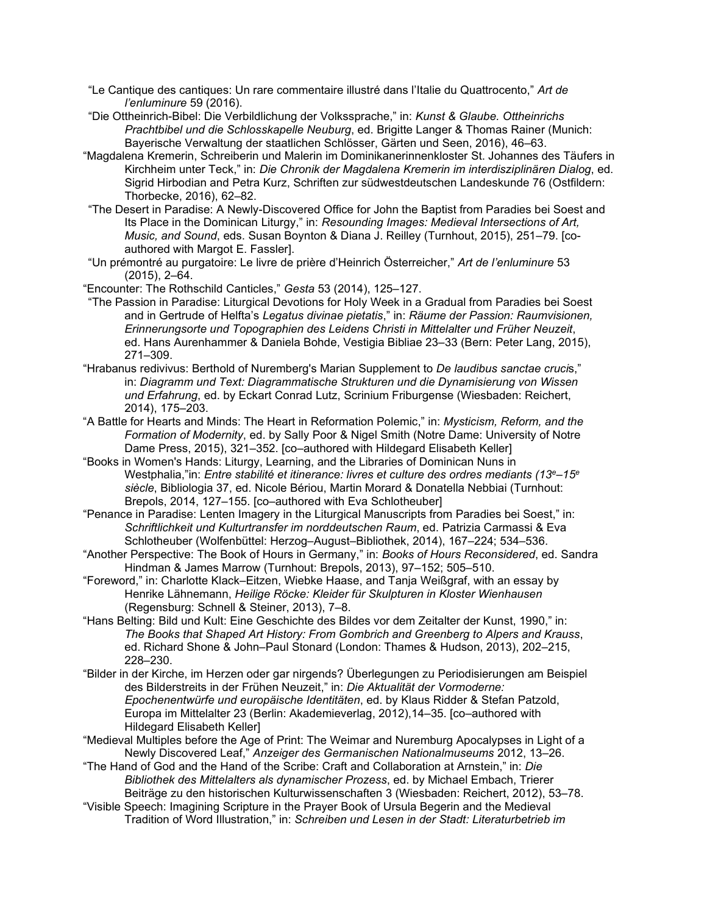"Le Cantique des cantiques: Un rare commentaire illustré dans l'Italie du Quattrocento," *Art de l'enluminure* 59 (2016).

"Die Ottheinrich-Bibel: Die Verbildlichung der Volkssprache," in: *Kunst & Glaube. Ottheinrichs Prachtbibel und die Schlosskapelle Neuburg*, ed. Brigitte Langer & Thomas Rainer (Munich: Bayerische Verwaltung der staatlichen Schlösser, Gärten und Seen, 2016), 46–63.

"Magdalena Kremerin, Schreiberin und Malerin im Dominikanerinnenkloster St. Johannes des Täufers in Kirchheim unter Teck," in: *Die Chronik der Magdalena Kremerin im interdisziplinären Dialog*, ed. Sigrid Hirbodian and Petra Kurz, Schriften zur südwestdeutschen Landeskunde 76 (Ostfildern: Thorbecke, 2016), 62–82.

"The Desert in Paradise: A Newly-Discovered Office for John the Baptist from Paradies bei Soest and Its Place in the Dominican Liturgy," in: *Resounding Images: Medieval Intersections of Art, Music, and Sound*, eds. Susan Boynton & Diana J. Reilley (Turnhout, 2015), 251–79. [co-authored with Margot E. Fassler].

"Un prémontré au purgatoire: Le livre de prière d'Heinrich Österreicher," *Art de l'enluminure* 53 (2015), 2–64.

"Encounter: The Rothschild Canticles," *Gesta* 53 (2014), 125–127.

"The Passion in Paradise: Liturgical Devotions for Holy Week in a Gradual from Paradies bei Soest and in Gertrude of Helfta's *Legatus divinae pietatis*," in: *Räume der Passion: Raumvisionen, Erinnerungsorte und Topographien des Leidens Christi in Mittelalter und Früher Neuzeit*, ed. Hans Aurenhammer & Daniela Bohde, Vestigia Bibliae 23–33 (Bern: Peter Lang, 2015), 271–309.

"Hrabanus redivivus: Berthold of Nuremberg's Marian Supplement to *De laudibus sanctae crucis*," in: *Diagramm und Text: Diagrammatische Strukturen und die Dynamisierung von Wissen und Erfahrung*, ed. by Eckart Conrad Lutz, Scrinium Friburgense (Wiesbaden: Reichert, 2014), 175–203.

"A Battle for Hearts and Minds: The Heart in Reformation Polemic," in: *Mysticism, Reform, and the Formation of Modernity*, ed. by Sally Poor & Nigel Smith (Notre Dame: University of Notre Dame Press, 2015), 321–352. [co–authored with Hildegard Elisabeth Keller]

"Books in Women's Hands: Liturgy, Learning, and the Libraries of Dominican Nuns in Westphalia,"in: *Entre stabilité et itinerance: livres et culture des ordres mediants (13e–15e siècle*, Bibliologia 37, ed. Nicole Bériou, Martin Morard & Donatella Nebbiai (Turnhout: Brepols, 2014, 127–155. [co–authored with Eva Schlotheuber]

"Penance in Paradise: Lenten Imagery in the Liturgical Manuscripts from Paradies bei Soest," in: *Schriftlichkeit und Kulturtransfer im norddeutschen Raum*, ed. Patrizia Carmassi & Eva Schlotheuber (Wolfenbüttel: Herzog–August–Bibliothek, 2014), 167–224; 534–536.

"Another Perspective: The Book of Hours in Germany," in: *Books of Hours Reconsidered*, ed. Sandra Hindman & James Marrow (Turnhout: Brepols, 2013), 97–152; 505–510.

"Foreword," in: Charlotte Klack–Eitzen, Wiebke Haase, and Tanja Weißgraf, with an essay by Henrike Lähnemann, *Heilige Röcke: Kleider für Skulpturen in Kloster Wienhausen* (Regensburg: Schnell & Steiner, 2013), 7–8.

"Hans Belting: Bild und Kult: Eine Geschichte des Bildes vor dem Zeitalter der Kunst, 1990," in: *The Books that Shaped Art History: From Gombrich and Greenberg to Alpers and Krauss*, ed. Richard Shone & John–Paul Stonard (London: Thames & Hudson, 2013), 202–215, 228–230.

"Bilder in der Kirche, im Herzen oder gar nirgends? Überlegungen zu Periodisierungen am Beispiel des Bilderstreits in der Frühen Neuzeit," in: *Die Aktualität der Vormoderne: Epochenentwürfe und europäische Identitäten*, ed. by Klaus Ridder & Stefan Patzold, Europa im Mittelalter 23 (Berlin: Akademieverlag, 2012),14–35. [co–authored with Hildegard Elisabeth Keller]

"Medieval Multiples before the Age of Print: The Weimar and Nuremburg Apocalypses in Light of a Newly Discovered Leaf," *Anzeiger des Germanischen Nationalmuseums* 2012, 13–26.

"The Hand of God and the Hand of the Scribe: Craft and Collaboration at Arnstein," in: *Die Bibliothek des Mittelalters als dynamischer Prozess*, ed. by Michael Embach, Trierer Beiträge zu den historischen Kulturwissenschaften 3 (Wiesbaden: Reichert, 2012), 53–78.

"Visible Speech: Imagining Scripture in the Prayer Book of Ursula Begerin and the Medieval Tradition of Word Illustration," in: *Schreiben und Lesen in der Stadt: Literaturbetrieb im*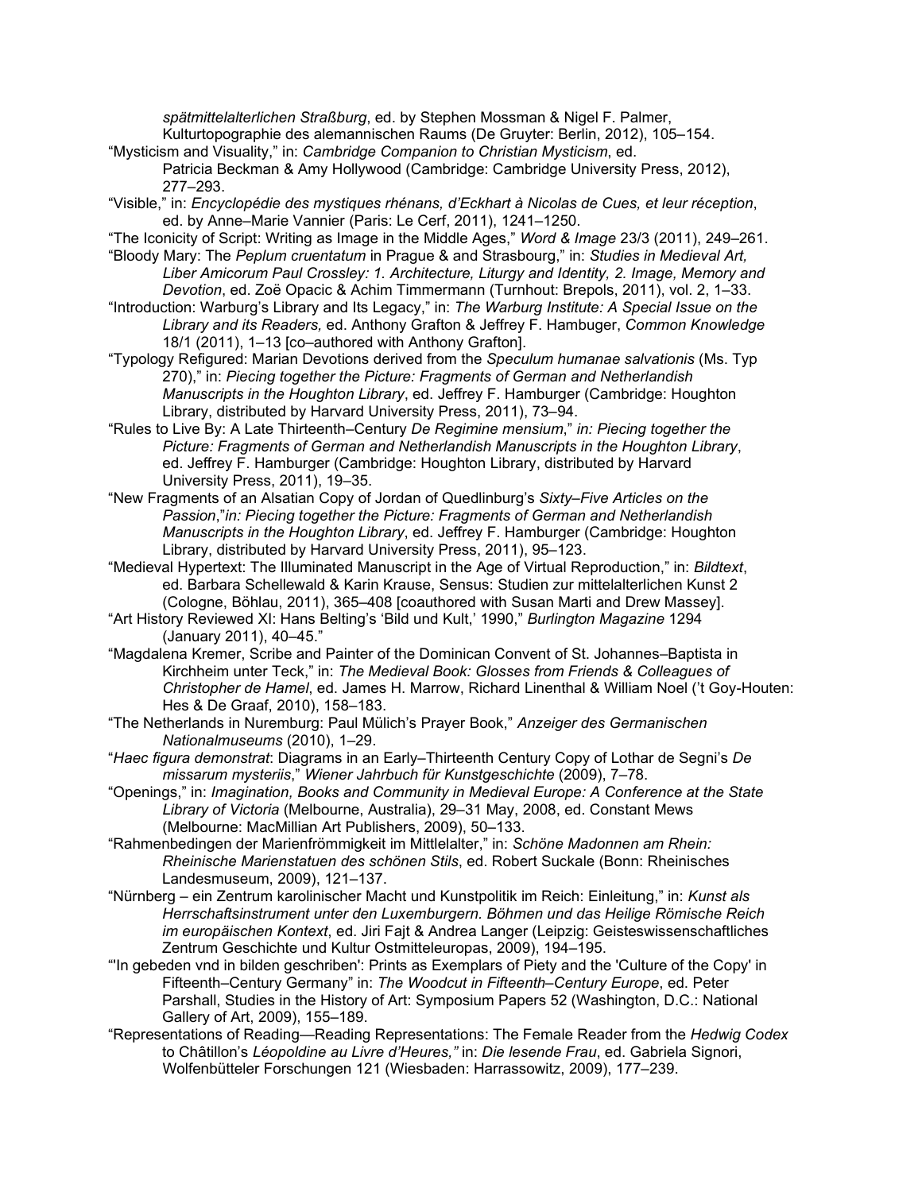*spätmittelalterlichen Straßburg*, ed. by Stephen Mossman & Nigel F. Palmer, Kulturtopographie des alemannischen Raums (De Gruyter: Berlin, 2012), 105–154.

"Mysticism and Visuality," in: *Cambridge Companion to Christian Mysticism*, ed. Patricia Beckman & Amy Hollywood (Cambridge: Cambridge University Press, 2012), 277–293.

"Visible," in: *Encyclopédie des mystiques rhénans, d'Eckhart à Nicolas de Cues, et leur réception*, ed. by Anne–Marie Vannier (Paris: Le Cerf, 2011), 1241–1250.

"The Iconicity of Script: Writing as Image in the Middle Ages," *Word & Image* 23/3 (2011), 249–261.

"Bloody Mary: The *Peplum cruentatum* in Prague & and Strasbourg," in: *Studies in Medieval Art, Liber Amicorum Paul Crossley: 1. Architecture, Liturgy and Identity, 2. Image, Memory and Devotion*, ed. Zoë Opacic & Achim Timmermann (Turnhout: Brepols, 2011), vol. 2, 1–33.

"Introduction: Warburg's Library and Its Legacy," in: *The Warburg Institute: A Special Issue on the Library and its Readers,* ed. Anthony Grafton & Jeffrey F. Hambuger, *Common Knowledge* 18/1 (2011), 1–13 [co–authored with Anthony Grafton].

"Typology Refigured: Marian Devotions derived from the *Speculum humanae salvationis* (Ms. Typ 270)," in: *Piecing together the Picture: Fragments of German and Netherlandish Manuscripts in the Houghton Library*, ed. Jeffrey F. Hamburger (Cambridge: Houghton Library, distributed by Harvard University Press, 2011), 73–94.

"Rules to Live By: A Late Thirteenth–Century *De Regimine mensium*," *in: Piecing together the Picture: Fragments of German and Netherlandish Manuscripts in the Houghton Library*, ed. Jeffrey F. Hamburger (Cambridge: Houghton Library, distributed by Harvard University Press, 2011), 19–35.

"New Fragments of an Alsatian Copy of Jordan of Quedlinburg's *Sixty–Five Articles on the Passion*,"*in: Piecing together the Picture: Fragments of German and Netherlandish Manuscripts in the Houghton Library*, ed. Jeffrey F. Hamburger (Cambridge: Houghton Library, distributed by Harvard University Press, 2011), 95–123.

"Medieval Hypertext: The Illuminated Manuscript in the Age of Virtual Reproduction," in: *Bildtext*, ed. Barbara Schellewald & Karin Krause, Sensus: Studien zur mittelalterlichen Kunst 2 (Cologne, Böhlau, 2011), 365–408 [coauthored with Susan Marti and Drew Massey].

"Art History Reviewed XI: Hans Belting's 'Bild und Kult,' 1990," *Burlington Magazine* 1294 (January 2011), 40–45."

"Magdalena Kremer, Scribe and Painter of the Dominican Convent of St. Johannes–Baptista in Kirchheim unter Teck," in: *The Medieval Book: Glosses from Friends & Colleagues of Christopher de Hamel*, ed. James H. Marrow, Richard Linenthal & William Noel ('t Goy-Houten: Hes & De Graaf, 2010), 158–183.

"The Netherlands in Nuremburg: Paul Mülich's Prayer Book," *Anzeiger des Germanischen Nationalmuseums* (2010), 1–29.

"*Haec figura demonstrat*: Diagrams in an Early–Thirteenth Century Copy of Lothar de Segni's *De missarum mysteriis*," *Wiener Jahrbuch für Kunstgeschichte* (2009), 7–78.

"Openings," in: *Imagination, Books and Community in Medieval Europe: A Conference at the State Library of Victoria* (Melbourne, Australia), 29–31 May, 2008, ed. Constant Mews (Melbourne: MacMillian Art Publishers, 2009), 50–133.

"Rahmenbedingen der Marienfrömmigkeit im Mittlelalter," in: *Schöne Madonnen am Rhein: Rheinische Marienstatuen des schönen Stils*, ed. Robert Suckale (Bonn: Rheinisches Landesmuseum, 2009), 121–137.

"Nürnberg – ein Zentrum karolinischer Macht und Kunstpolitik im Reich: Einleitung," in: *Kunst als Herrschaftsinstrument unter den Luxemburgern. Böhmen und das Heilige Römische Reich im europäischen Kontext*, ed. Jiri Fajt & Andrea Langer (Leipzig: Geisteswissenschaftliches Zentrum Geschichte und Kultur Ostmitteleuropas, 2009), 194–195.

"'In gebeden vnd in bilden geschriben': Prints as Exemplars of Piety and the 'Culture of the Copy' in Fifteenth–Century Germany" in: *The Woodcut in Fifteenth–Century Europe*, ed. Peter Parshall, Studies in the History of Art: Symposium Papers 52 (Washington, D.C.: National Gallery of Art, 2009), 155–189.

"Representations of Reading—Reading Representations: The Female Reader from the *Hedwig Codex* to Châtillon's *Léopoldine au Livre d'Heures,"* in: *Die lesende Frau*, ed. Gabriela Signori, Wolfenbütteler Forschungen 121 (Wiesbaden: Harrassowitz, 2009), 177–239.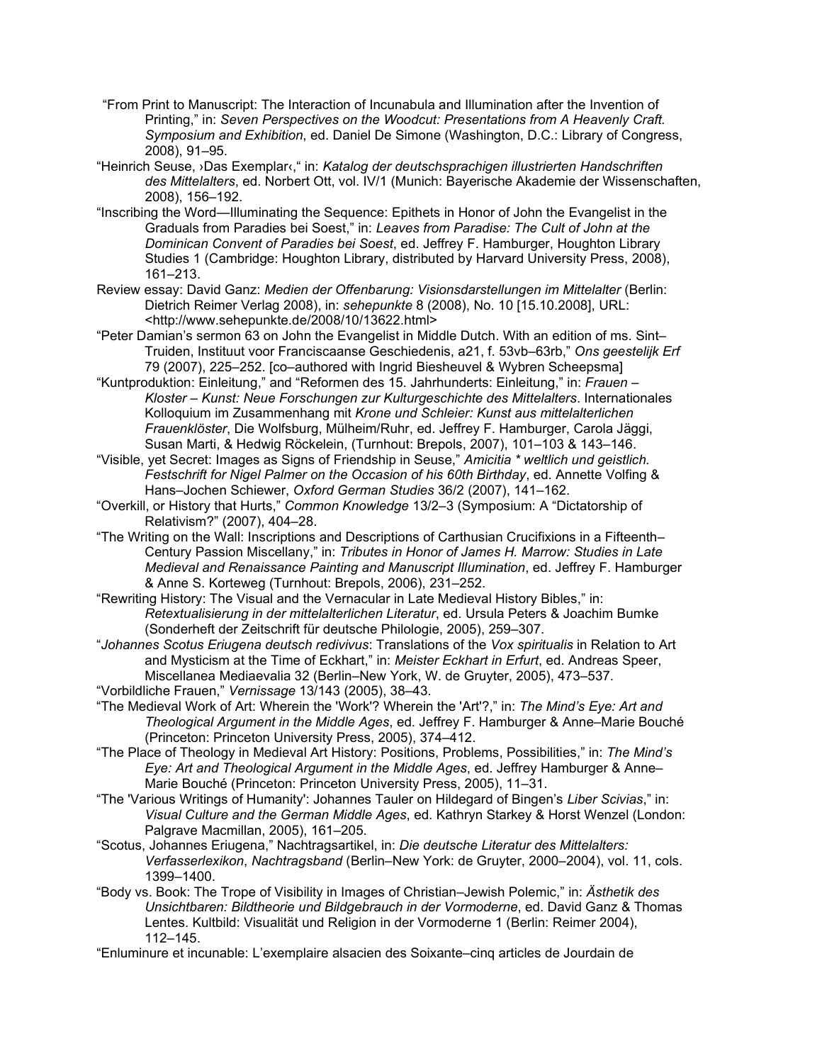"From Print to Manuscript: The Interaction of Incunabula and Illumination after the Invention of Printing," in: *Seven Perspectives on the Woodcut: Presentations from A Heavenly Craft. Symposium and Exhibition*, ed. Daniel De Simone (Washington, D.C.: Library of Congress, 2008), 91–95.

"Heinrich Seuse, ›Das Exemplar‹," in: *Katalog der deutschsprachigen illustrierten Handschriften des Mittelalters*, ed. Norbert Ott, vol. IV/1 (Munich: Bayerische Akademie der Wissenschaften, 2008), 156–192.

"Inscribing the Word—Illuminating the Sequence: Epithets in Honor of John the Evangelist in the Graduals from Paradies bei Soest," in: *Leaves from Paradise: The Cult of John at the Dominican Convent of Paradies bei Soest*, ed. Jeffrey F. Hamburger, Houghton Library Studies 1 (Cambridge: Houghton Library, distributed by Harvard University Press, 2008), 161–213.

Review essay: David Ganz: *Medien der Offenbarung: Visionsdarstellungen im Mittelalter* (Berlin: Dietrich Reimer Verlag 2008), in: *sehepunkte* 8 (2008), No. 10 [15.10.2008], URL: <http://www.sehepunkte.de/2008/10/13622.html>

"Peter Damian's sermon 63 on John the Evangelist in Middle Dutch. With an edition of ms. Sint–Truiden, Instituut voor Franciscaanse Geschiedenis, a21, f. 53vb–63rb," *Ons geestelijk Erf* 79 (2007), 225–252. [co–authored with Ingrid Biesheuvel & Wybren Scheepsma]

"Kuntproduktion: Einleitung," and "Reformen des 15. Jahrhunderts: Einleitung," in: *Frauen – Kloster – Kunst: Neue Forschungen zur Kulturgeschichte des Mittelalters*. Internationales Kolloquium im Zusammenhang mit *Krone und Schleier: Kunst aus mittelalterlichen Frauenklöster*, Die Wolfsburg, Mülheim/Ruhr, ed. Jeffrey F. Hamburger, Carola Jäggi, Susan Marti, & Hedwig Röckelein, (Turnhout: Brepols, 2007), 101–103 & 143–146.

"Visible, yet Secret: Images as Signs of Friendship in Seuse," *Amicitia * weltlich und geistlich. Festschrift for Nigel Palmer on the Occasion of his 60th Birthday*, ed. Annette Volfing & Hans–Jochen Schiewer, *Oxford German Studies* 36/2 (2007), 141–162.

"Overkill, or History that Hurts," *Common Knowledge* 13/2–3 (Symposium: A "Dictatorship of Relativism?" (2007), 404–28.

"The Writing on the Wall: Inscriptions and Descriptions of Carthusian Crucifixions in a Fifteenth–Century Passion Miscellany," in: *Tributes in Honor of James H. Marrow: Studies in Late Medieval and Renaissance Painting and Manuscript Illumination*, ed. Jeffrey F. Hamburger & Anne S. Korteweg (Turnhout: Brepols, 2006), 231–252.

"Rewriting History: The Visual and the Vernacular in Late Medieval History Bibles," in: *Retextualisierung in der mittelalterlichen Literatur*, ed. Ursula Peters & Joachim Bumke (Sonderheft der Zeitschrift für deutsche Philologie, 2005), 259–307.

"*Johannes Scotus Eriugena deutsch redivivus*: Translations of the *Vox spiritualis* in Relation to Art and Mysticism at the Time of Eckhart," in: *Meister Eckhart in Erfurt*, ed. Andreas Speer, Miscellanea Mediaevalia 32 (Berlin–New York, W. de Gruyter, 2005), 473–537.

"Vorbildliche Frauen," *Vernissage* 13/143 (2005), 38–43.

"The Medieval Work of Art: Wherein the 'Work'? Wherein the 'Art'?," in: *The Mind's Eye: Art and Theological Argument in the Middle Ages*, ed. Jeffrey F. Hamburger & Anne–Marie Bouché (Princeton: Princeton University Press, 2005), 374–412.

"The Place of Theology in Medieval Art History: Positions, Problems, Possibilities," in: *The Mind's Eye: Art and Theological Argument in the Middle Ages*, ed. Jeffrey Hamburger & Anne–Marie Bouché (Princeton: Princeton University Press, 2005), 11–31.

"The 'Various Writings of Humanity': Johannes Tauler on Hildegard of Bingen's *Liber Scivias*," in: *Visual Culture and the German Middle Ages*, ed. Kathryn Starkey & Horst Wenzel (London: Palgrave Macmillan, 2005), 161–205.

"Scotus, Johannes Eriugena," Nachtragsartikel, in: *Die deutsche Literatur des Mittelalters: Verfasserlexikon*, *Nachtragsband* (Berlin–New York: de Gruyter, 2000–2004), vol. 11, cols. 1399–1400.

"Body vs. Book: The Trope of Visibility in Images of Christian–Jewish Polemic," in: *Ästhetik des Unsichtbaren: Bildtheorie und Bildgebrauch in der Vormoderne*, ed. David Ganz & Thomas Lentes. Kultbild: Visualität und Religion in der Vormoderne 1 (Berlin: Reimer 2004), 112–145.

"Enluminure et incunable: L'exemplaire alsacien des Soixante–cinq articles de Jourdain de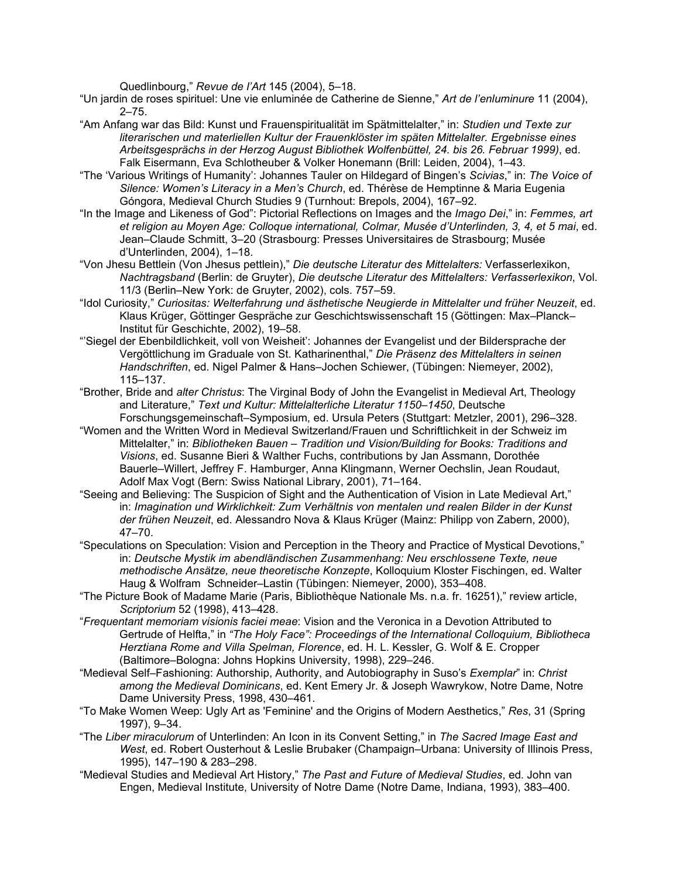Quedlinbourg," *Revue de l'Art* 145 (2004), 5–18.

"Un jardin de roses spirituel: Une vie enluminée de Catherine de Sienne," *Art de l'enluminure* 11 (2004), 2–75.

"Am Anfang war das Bild: Kunst und Frauenspiritualität im Spätmittelalter," in: *Studien und Texte zur literarischen und materliellen Kultur der Frauenklöster im späten Mittelalter. Ergebnisse eines Arbeitsgesprächs in der Herzog August Bibliothek Wolfenbüttel, 24. bis 26. Februar 1999)*, ed. Falk Eisermann, Eva Schlotheuber & Volker Honemann (Brill: Leiden, 2004), 1–43.

"The 'Various Writings of Humanity': Johannes Tauler on Hildegard of Bingen's *Scivias*," in: *The Voice of Silence: Women's Literacy in a Men's Church*, ed. Thérèse de Hemptinne & Maria Eugenia Góngora, Medieval Church Studies 9 (Turnhout: Brepols, 2004), 167–92.

"In the Image and Likeness of God": Pictorial Reflections on Images and the *Imago Dei*," in: *Femmes, art et religion au Moyen Age: Colloque international, Colmar, Musée d'Unterlinden, 3, 4, et 5 mai*, ed. Jean–Claude Schmitt, 3–20 (Strasbourg: Presses Universitaires de Strasbourg; Musée d'Unterlinden, 2004), 1–18.

"Von Jhesu Bettlein (Von Jhesus pettlein)," *Die deutsche Literatur des Mittelalters:* Verfasserlexikon, *Nachtragsband* (Berlin: de Gruyter), *Die deutsche Literatur des Mittelalters: Verfasserlexikon*, Vol. 11/3 (Berlin–New York: de Gruyter, 2002), cols. 757–59.

"Idol Curiosity," *Curiositas: Welterfahrung und ästhetische Neugierde in Mittelalter und früher Neuzeit*, ed. Klaus Krüger, Göttinger Gespräche zur Geschichtswissenschaft 15 (Göttingen: Max–Planck–Institut für Geschichte, 2002), 19–58.

"'Siegel der Ebenbildlichkeit, voll von Weisheit': Johannes der Evangelist und der Bildersprache der Vergöttlichung im Graduale von St. Katharinenthal," *Die Präsenz des Mittelalters in seinen Handschriften*, ed. Nigel Palmer & Hans–Jochen Schiewer, (Tübingen: Niemeyer, 2002), 115–137.

"Brother, Bride and *alter Christus*: The Virginal Body of John the Evangelist in Medieval Art, Theology and Literature," *Text und Kultur: Mittelalterliche Literatur 1150–1450*, Deutsche Forschungsgemeinschaft–Symposium, ed. Ursula Peters (Stuttgart: Metzler, 2001), 296–328.

"Women and the Written Word in Medieval Switzerland/Frauen und Schriftlichkeit in der Schweiz im Mittelalter," in: *Bibliotheken Bauen – Tradition und Vision/Building for Books: Traditions and Visions*, ed. Susanne Bieri & Walther Fuchs, contributions by Jan Assmann, Dorothée Bauerle–Willert, Jeffrey F. Hamburger, Anna Klingmann, Werner Oechslin, Jean Roudaut, Adolf Max Vogt (Bern: Swiss National Library, 2001), 71–164.

"Seeing and Believing: The Suspicion of Sight and the Authentication of Vision in Late Medieval Art," in: *Imagination und Wirklichkeit: Zum Verhältnis von mentalen und realen Bilder in der Kunst der frühen Neuzeit*, ed. Alessandro Nova & Klaus Krüger (Mainz: Philipp von Zabern, 2000), 47–70.

"Speculations on Speculation: Vision and Perception in the Theory and Practice of Mystical Devotions," in: *Deutsche Mystik im abendländischen Zusammenhang: Neu erschlossene Texte, neue methodische Ansätze, neue theoretische Konzepte*, Kolloquium Kloster Fischingen, ed. Walter Haug & Wolfram Schneider–Lastin (Tübingen: Niemeyer, 2000), 353–408.

"The Picture Book of Madame Marie (Paris, Bibliothèque Nationale Ms. n.a. fr. 16251)," review article, *Scriptorium* 52 (1998), 413–428.

"*Frequentant memoriam visionis faciei meae*: Vision and the Veronica in a Devotion Attributed to Gertrude of Helfta," in *"The Holy Face": Proceedings of the International Colloquium, Bibliotheca Herztiana Rome and Villa Spelman, Florence*, ed. H. L. Kessler, G. Wolf & E. Cropper (Baltimore–Bologna: Johns Hopkins University, 1998), 229–246.

"Medieval Self–Fashioning: Authorship, Authority, and Autobiography in Suso's *Exemplar*" in: *Christ among the Medieval Dominicans*, ed. Kent Emery Jr. & Joseph Wawrykow, Notre Dame, Notre Dame University Press, 1998, 430–461.

"To Make Women Weep: Ugly Art as 'Feminine' and the Origins of Modern Aesthetics," *Res*, 31 (Spring 1997), 9–34.

"The *Liber miraculorum* of Unterlinden: An Icon in its Convent Setting," in *The Sacred Image East and West*, ed. Robert Ousterhout & Leslie Brubaker (Champaign–Urbana: University of Illinois Press, 1995), 147–190 & 283–298.

"Medieval Studies and Medieval Art History," *The Past and Future of Medieval Studies*, ed. John van Engen, Medieval Institute, University of Notre Dame (Notre Dame, Indiana, 1993), 383–400.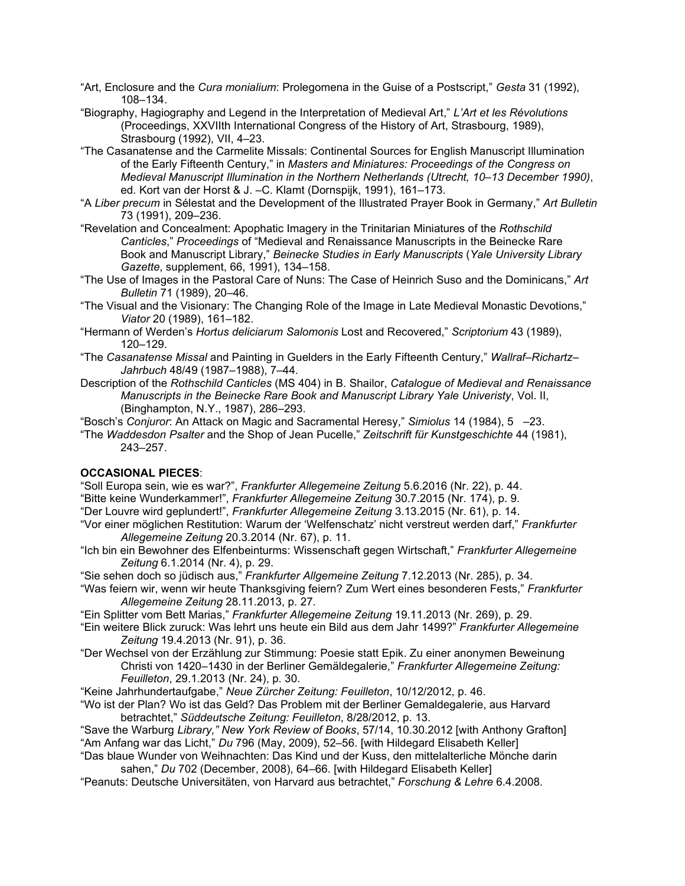"Art, Enclosure and the *Cura monialium*: Prolegomena in the Guise of a Postscript," *Gesta* 31 (1992), 108–134.

"Biography, Hagiography and Legend in the Interpretation of Medieval Art," *L'Art et les Révolutions* (Proceedings, XXVIIth International Congress of the History of Art, Strasbourg, 1989), Strasbourg (1992), VII, 4–23.

"The Casanatense and the Carmelite Missals: Continental Sources for English Manuscript Illumination of the Early Fifteenth Century," in *Masters and Miniatures: Proceedings of the Congress on Medieval Manuscript Illumination in the Northern Netherlands (Utrecht, 10–13 December 1990)*, ed. Kort van der Horst & J. –C. Klamt (Dornspijk, 1991), 161–173.

"A *Liber precum* in Sélestat and the Development of the Illustrated Prayer Book in Germany," *Art Bulletin* 73 (1991), 209–236.

"Revelation and Concealment: Apophatic Imagery in the Trinitarian Miniatures of the *Rothschild Canticles*," *Proceedings* of "Medieval and Renaissance Manuscripts in the Beinecke Rare Book and Manuscript Library," *Beinecke Studies in Early Manuscripts* (*Yale University Library Gazette*, supplement, 66, 1991), 134–158.

"The Use of Images in the Pastoral Care of Nuns: The Case of Heinrich Suso and the Dominicans," *Art Bulletin* 71 (1989), 20–46.

"The Visual and the Visionary: The Changing Role of the Image in Late Medieval Monastic Devotions," *Viator* 20 (1989), 161–182.

"Hermann of Werden's *Hortus deliciarum Salomonis* Lost and Recovered," *Scriptorium* 43 (1989), 120–129.

"The *Casanatense Missal* and Painting in Guelders in the Early Fifteenth Century," *Wallraf–Richartz–Jahrbuch* 48/49 (1987–1988), 7–44.

Description of the *Rothschild Canticles* (MS 404) in B. Shailor, *Catalogue of Medieval and Renaissance Manuscripts in the Beinecke Rare Book and Manuscript Library Yale Univeristy*, Vol. II, (Binghampton, N.Y., 1987), 286–293.

"Bosch's *Conjuror*: An Attack on Magic and Sacramental Heresy," *Simiolus* 14 (1984), 5 –23.

"The *Waddesdon Psalter* and the Shop of Jean Pucelle," *Zeitschrift für Kunstgeschichte* 44 (1981), 243–257.

**OCCASIONAL PIECES**:

"Soll Europa sein, wie es war?", *Frankfurter Allegemeine Zeitung* 5.6.2016 (Nr. 22), p. 44.

"Bitte keine Wunderkammer!", *Frankfurter Allegemeine Zeitung* 30.7.2015 (Nr. 174), p. 9.

"Der Louvre wird geplundert!", *Frankfurter Allegemeine Zeitung* 3.13.2015 (Nr. 61), p. 14.

"Vor einer möglichen Restitution: Warum der 'Welfenschatz' nicht verstreut werden darf," *Frankfurter Allegemeine Zeitung* 20.3.2014 (Nr. 67), p. 11.

"Ich bin ein Bewohner des Elfenbeinturms: Wissenschaft gegen Wirtschaft," *Frankfurter Allegemeine Zeitung* 6.1.2014 (Nr. 4), p. 29.

"Sie sehen doch so jüdisch aus," *Frankfurter Allgemeine Zeitung* 7.12.2013 (Nr. 285), p. 34.

"Was feiern wir, wenn wir heute Thanksgiving feiern? Zum Wert eines besonderen Fests," *Frankfurter Allegemeine Zeitung* 28.11.2013, p. 27.

"Ein Splitter vom Bett Marias," *Frankfurter Allegemeine Zeitung* 19.11.2013 (Nr. 269), p. 29.

"Ein weitere Blick zuruck: Was lehrt uns heute ein Bild aus dem Jahr 1499?" *Frankfurter Allegemeine Zeitung* 19.4.2013 (Nr. 91), p. 36.

"Der Wechsel von der Erzählung zur Stimmung: Poesie statt Epik. Zu einer anonymen Beweinung Christi von 1420–1430 in der Berliner Gemäldegalerie," *Frankfurter Allegemeine Zeitung: Feuilleton*, 29.1.2013 (Nr. 24), p. 30.

"Keine Jahrhundertaufgabe," *Neue Zürcher Zeitung: Feuilleton*, 10/12/2012, p. 46.

"Wo ist der Plan? Wo ist das Geld? Das Problem mit der Berliner Gemaldegalerie, aus Harvard betrachtet," *Süddeutsche Zeitung: Feuilleton*, 8/28/2012, p. 13.

"Save the Warburg *Library," New York Review of Books*, 57/14, 10.30.2012 [with Anthony Grafton]

"Am Anfang war das Licht," *Du* 796 (May, 2009), 52–56. [with Hildegard Elisabeth Keller]

"Das blaue Wunder von Weihnachten: Das Kind und der Kuss, den mittelalterliche Mönche darin sahen," *Du* 702 (December, 2008), 64–66. [with Hildegard Elisabeth Keller]

"Peanuts: Deutsche Universitäten, von Harvard aus betrachtet," *Forschung & Lehre* 6.4.2008.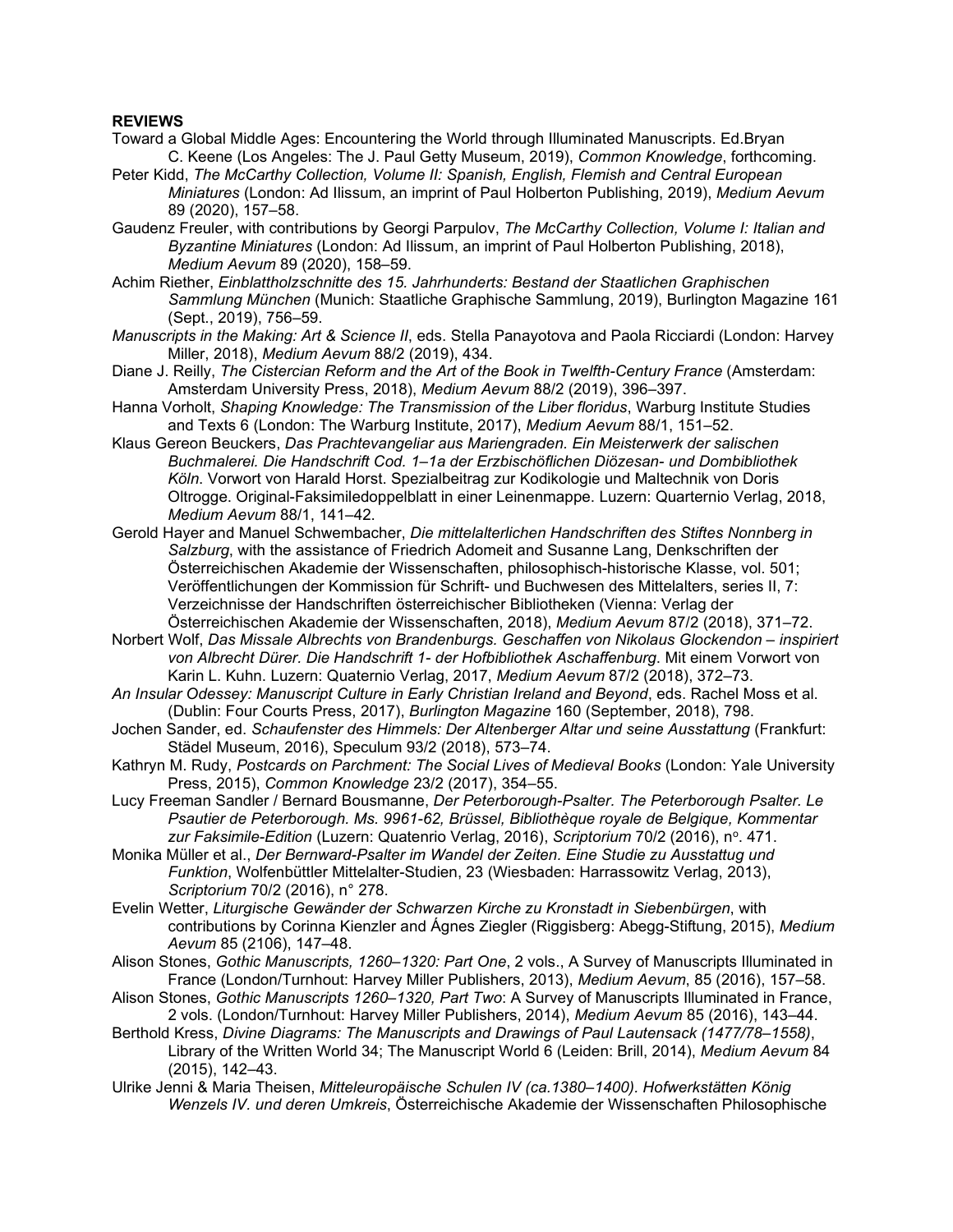**REVIEWS**

Toward a Global Middle Ages: Encountering the World through Illuminated Manuscripts. Ed.Bryan C. Keene (Los Angeles: The J. Paul Getty Museum, 2019), *Common Knowledge*, forthcoming.

Peter Kidd, *The McCarthy Collection, Volume II: Spanish, English, Flemish and Central European Miniatures* (London: Ad Ilissum, an imprint of Paul Holberton Publishing, 2019), *Medium Aevum* 89 (2020), 157–58.

Gaudenz Freuler, with contributions by Georgi Parpulov, *The McCarthy Collection, Volume I: Italian and Byzantine Miniatures* (London: Ad Ilissum, an imprint of Paul Holberton Publishing, 2018), *Medium Aevum* 89 (2020), 158–59.

Achim Riether, *Einblattholzschnitte des 15. Jahrhunderts: Bestand der Staatlichen Graphischen Sammlung München* (Munich: Staatliche Graphische Sammlung, 2019), Burlington Magazine 161 (Sept., 2019), 756–59.

*Manuscripts in the Making: Art & Science II*, eds. Stella Panayotova and Paola Ricciardi (London: Harvey Miller, 2018), *Medium Aevum* 88/2 (2019), 434.

Diane J. Reilly, *The Cistercian Reform and the Art of the Book in Twelfth-Century France* (Amsterdam: Amsterdam University Press, 2018), *Medium Aevum* 88/2 (2019), 396–397.

Hanna Vorholt, *Shaping Knowledge: The Transmission of the Liber floridus*, Warburg Institute Studies and Texts 6 (London: The Warburg Institute, 2017), *Medium Aevum* 88/1, 151–52.

Klaus Gereon Beuckers, *Das Prachtevangeliar aus Mariengraden. Ein Meisterwerk der salischen Buchmalerei. Die Handschrift Cod. 1–1a der Erzbischöflichen Diözesan- und Dombibliothek Köln*. Vorwort von Harald Horst. Spezialbeitrag zur Kodikologie und Maltechnik von Doris Oltrogge. Original-Faksimiledoppelblatt in einer Leinenmappe. Luzern: Quarternio Verlag, 2018, *Medium Aevum* 88/1, 141–42.

Gerold Hayer and Manuel Schwembacher, *Die mittelalterlichen Handschriften des Stiftes Nonnberg in Salzburg*, with the assistance of Friedrich Adomeit and Susanne Lang, Denkschriften der Österreichischen Akademie der Wissenschaften, philosophisch-historische Klasse, vol. 501; Veröffentlichungen der Kommission für Schrift- und Buchwesen des Mittelalters, series II, 7: Verzeichnisse der Handschriften österreichischer Bibliotheken (Vienna: Verlag der Österreichischen Akademie der Wissenschaften, 2018), *Medium Aevum* 87/2 (2018), 371–72.

Norbert Wolf, *Das Missale Albrechts von Brandenburgs. Geschaffen von Nikolaus Glockendon – inspiriert von Albrecht Dürer. Die Handschrift 1- der Hofbibliothek Aschaffenburg*. Mit einem Vorwort von Karin L. Kuhn. Luzern: Quaternio Verlag, 2017, *Medium Aevum* 87/2 (2018), 372–73.

*An Insular Odessey: Manuscript Culture in Early Christian Ireland and Beyond*, eds. Rachel Moss et al. (Dublin: Four Courts Press, 2017), *Burlington Magazine* 160 (September, 2018), 798.

Jochen Sander, ed. *Schaufenster des Himmels: Der Altenberger Altar und seine Ausstattung* (Frankfurt: Städel Museum, 2016), Speculum 93/2 (2018), 573–74.

Kathryn M. Rudy, *Postcards on Parchment: The Social Lives of Medieval Books* (London: Yale University Press, 2015), *Common Knowledge* 23/2 (2017), 354–55.

Lucy Freeman Sandler / Bernard Bousmanne, *Der Peterborough-Psalter. The Peterborough Psalter. Le Psautier de Peterborough. Ms. 9961-62, Brüssel, Bibliothèque royale de Belgique, Kommentar zur Faksimile-Edition* (Luzern: Quatenrio Verlag, 2016), *Scriptorium* 70/2 (2016), n°. 471.

Monika Müller et al., *Der Bernward-Psalter im Wandel der Zeiten. Eine Studie zu Ausstattung und Funktion*, Wolfenbüttler Mittelalter-Studien, 23 (Wiesbaden: Harrassowitz Verlag, 2013), *Scriptorium* 70/2 (2016), n° 278.

Evelin Wetter, *Liturgische Gewänder der Schwarzen Kirche zu Kronstadt in Siebenbürgen*, with contributions by Corinna Kienzler and Ágnes Ziegler (Riggisberg: Abegg-Stiftung, 2015), *Medium Aevum* 85 (2106), 147–48.

Alison Stones, *Gothic Manuscripts, 1260–1320: Part One*, 2 vols., A Survey of Manuscripts Illuminated in France (London/Turnhout: Harvey Miller Publishers, 2013), *Medium Aevum*, 85 (2016), 157–58.

Alison Stones, *Gothic Manuscripts 1260–1320, Part Two*: A Survey of Manuscripts Illuminated in France, 2 vols. (London/Turnhout: Harvey Miller Publishers, 2014), *Medium Aevum* 85 (2016), 143–44.

Berthold Kress, *Divine Diagrams: The Manuscripts and Drawings of Paul Lautensack (1477/78–1558)*, Library of the Written World 34; The Manuscript World 6 (Leiden: Brill, 2014), *Medium Aevum* 84 (2015), 142–43.

Ulrike Jenni & Maria Theisen, *Mitteleuropäische Schulen IV (ca.1380–1400). Hofwerkstätten König Wenzels IV. und deren Umkreis*, Österreichische Akademie der Wissenschaften Philosophische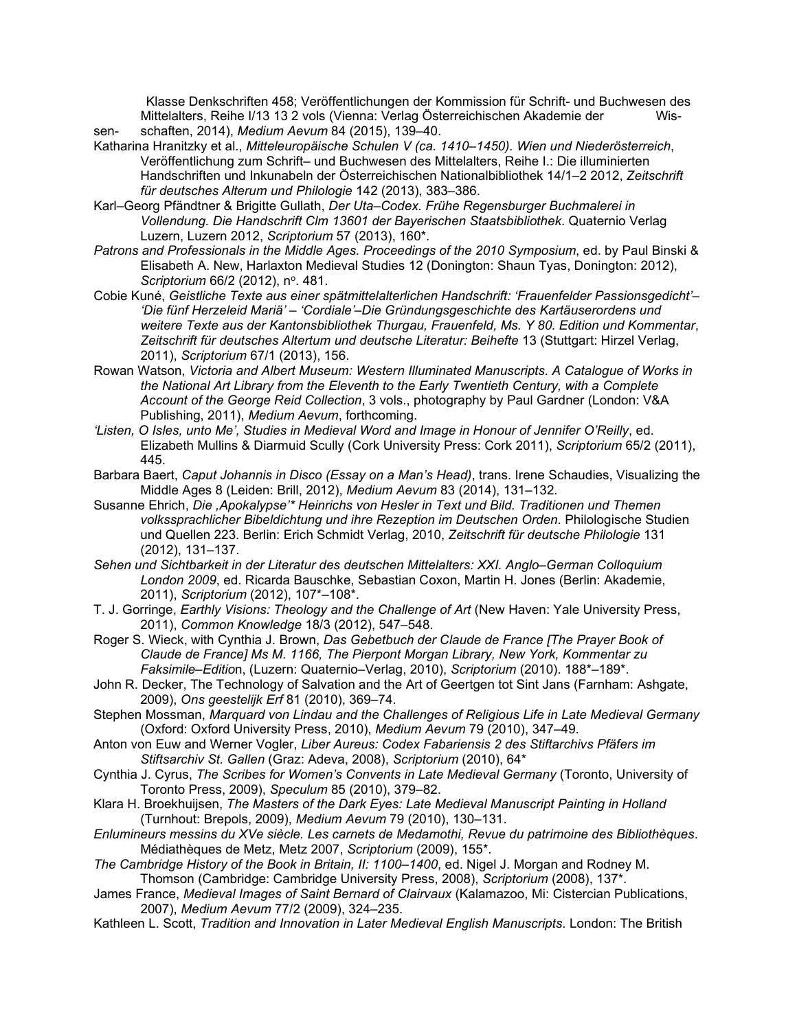Klasse Denkschriften 458; Veröffentlichungen der Kommission für Schrift- und Buchwesen des Mittelalters, Reihe I/13 13 2 vols (Vienna: Verlag Österreichischen Akademie der Wissen- schaften, 2014), *Medium Aevum* 84 (2015), 139–40.

Katharina Hranitzky et al., *Mitteleuropäische Schulen V (ca. 1410–1450). Wien und Niederösterreich*, Veröffentlichung zum Schrift– und Buchwesen des Mittelalters, Reihe I.: Die illuminierten Handschriften und Inkunabeln der Österreichischen Nationalbibliothek 14/1–2 2012, *Zeitschrift für deutsches Alterum und Philologie* 142 (2013), 383–386.

Karl–Georg Pfändtner & Brigitte Gullath, *Der Uta–Codex. Frühe Regensburger Buchmalerei in Vollendung. Die Handschrift Clm 13601 der Bayerischen Staatsbibliothek*. Quaternio Verlag Luzern, Luzern 2012, *Scriptorium* 57 (2013), 160*.

*Patrons and Professionals in the Middle Ages. Proceedings of the 2010 Symposium*, ed. by Paul Binski & Elisabeth A. New, Harlaxton Medieval Studies 12 (Donington: Shaun Tyas, Donington: 2012), *Scriptorium* 66/2 (2012), n°. 481.

Cobie Kuné, *Geistliche Texte aus einer spätmittelalterlichen Handschrift: 'Frauenfelder Passionsgedicht'– 'Die fünf Herzeleid Mariä' – 'Cordiale'–Die Gründungsgeschichte des Kartäuserordens und weitere Texte aus der Kantonsbibliothek Thurgau, Frauenfeld, Ms. Y 80. Edition und Kommentar*, *Zeitschrift für deutsches Altertum und deutsche Literatur: Beihefte* 13 (Stuttgart: Hirzel Verlag, 2011), *Scriptorium* 67/1 (2013), 156.

Rowan Watson, *Victoria and Albert Museum: Western Illuminated Manuscripts. A Catalogue of Works in the National Art Library from the Eleventh to the Early Twentieth Century, with a Complete Account of the George Reid Collection*, 3 vols., photography by Paul Gardner (London: V&A Publishing, 2011), *Medium Aevum*, forthcoming.

*'Listen, O Isles, unto Me', Studies in Medieval Word and Image in Honour of Jennifer O'Reilly*, ed. Elizabeth Mullins & Diarmuid Scully (Cork University Press: Cork 2011), *Scriptorium* 65/2 (2011), 445.

Barbara Baert, *Caput Johannis in Disco (Essay on a Man's Head)*, trans. Irene Schaudies, Visualizing the Middle Ages 8 (Leiden: Brill, 2012), *Medium Aevum* 83 (2014), 131–132.

Susanne Ehrich, *Die ,Apokalypse'* Heinrichs von Hesler in Text und Bild. Traditionen und Themen volkssprachlicher Bibeldichtung und ihre Rezeption im Deutschen Orden*. Philologische Studien und Quellen 223. Berlin: Erich Schmidt Verlag, 2010, *Zeitschrift für deutsche Philologie* 131 (2012), 131–137.

*Sehen und Sichtbarkeit in der Literatur des deutschen Mittelalters: XXI. Anglo–German Colloquium London 2009*, ed. Ricarda Bauschke, Sebastian Coxon, Martin H. Jones (Berlin: Akademie, 2011), *Scriptorium* (2012), 107*–108*.

T. J. Gorringe, *Earthly Visions: Theology and the Challenge of Art* (New Haven: Yale University Press, 2011), *Common Knowledge* 18/3 (2012), 547–548.

Roger S. Wieck, with Cynthia J. Brown, *Das Gebetbuch der Claude de France [The Prayer Book of Claude de France] Ms M. 1166, The Pierpont Morgan Library, New York, Kommentar zu Faksimile–Editio*n, (Luzern: Quaternio–Verlag, 2010), *Scriptorium* (2010). 188*–189*.

John R. Decker, The Technology of Salvation and the Art of Geertgen tot Sint Jans (Farnham: Ashgate, 2009), *Ons geestelijk Erf* 81 (2010), 369–74.

Stephen Mossman, *Marquard von Lindau and the Challenges of Religious Life in Late Medieval Germany* (Oxford: Oxford University Press, 2010), *Medium Aevum* 79 (2010), 347–49.

Anton von Euw and Werner Vogler, *Liber Aureus: Codex Fabariensis 2 des Stiftarchivs Pfäfers im Stiftsarchiv St. Gallen* (Graz: Adeva, 2008), *Scriptorium* (2010), 64*

Cynthia J. Cyrus, *The Scribes for Women's Convents in Late Medieval Germany* (Toronto, University of Toronto Press, 2009), *Speculum* 85 (2010), 379–82.

Klara H. Broekhuijsen, *The Masters of the Dark Eyes: Late Medieval Manuscript Painting in Holland* (Turnhout: Brepols, 2009), *Medium Aevum* 79 (2010), 130–131.

*Enlumineurs messins du XVe siècle. Les carnets de Medamothi, Revue du patrimoine des Bibliothèques*. Médiathèques de Metz, Metz 2007, *Scriptorium* (2009), 155*.

*The Cambridge History of the Book in Britain, II: 1100–1400*, ed. Nigel J. Morgan and Rodney M. Thomson (Cambridge: Cambridge University Press, 2008), *Scriptorium* (2008), 137*.

James France, *Medieval Images of Saint Bernard of Clairvaux* (Kalamazoo, Mi: Cistercian Publications, 2007), *Medium Aevum* 77/2 (2009), 324–235.

Kathleen L. Scott, *Tradition and Innovation in Later Medieval English Manuscripts*. London: The British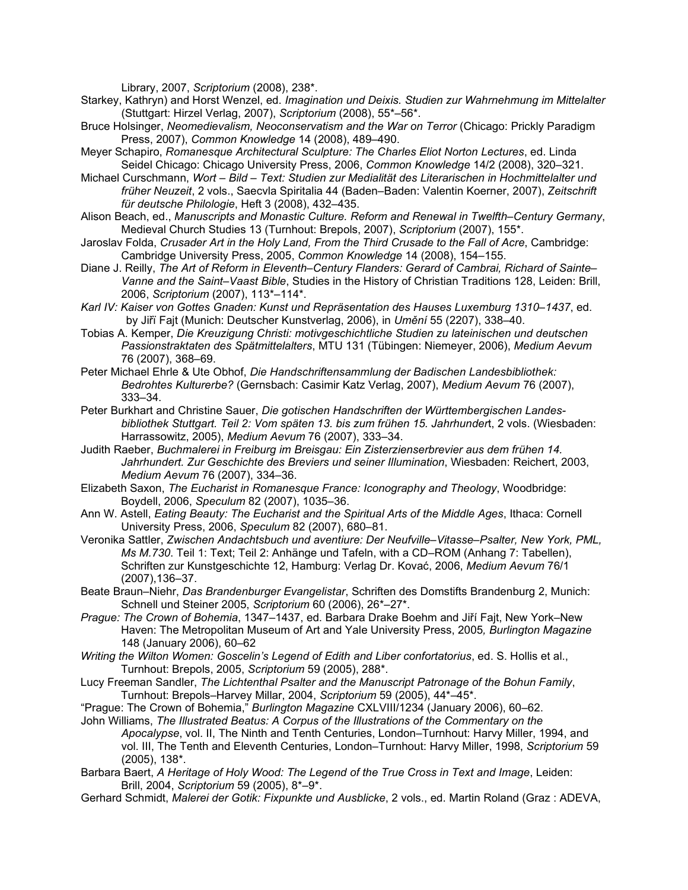Library, 2007, *Scriptorium* (2008), 238*.

Starkey, Kathryn) and Horst Wenzel, ed. *Imagination und Deixis. Studien zur Wahrnehmung im Mittelalter* (Stuttgart: Hirzel Verlag, 2007), *Scriptorium* (2008), 55*–56*.

Bruce Holsinger, *Neomedievalism, Neoconservatism and the War on Terror* (Chicago: Prickly Paradigm Press, 2007), *Common Knowledge* 14 (2008), 489–490.

Meyer Schapiro, *Romanesque Architectural Sculpture: The Charles Eliot Norton Lectures*, ed. Linda Seidel Chicago: Chicago University Press, 2006, *Common Knowledge* 14/2 (2008), 320–321.

Michael Curschmann, *Wort – Bild – Text: Studien zur Medialität des Literarischen in Hochmittelalter und früher Neuzeit*, 2 vols., Saecvla Spiritalia 44 (Baden–Baden: Valentin Koerner, 2007), *Zeitschrift für deutsche Philologie*, Heft 3 (2008), 432–435.

Alison Beach, ed., *Manuscripts and Monastic Culture. Reform and Renewal in Twelfth–Century Germany*, Medieval Church Studies 13 (Turnhout: Brepols, 2007), *Scriptorium* (2007), 155*.

Jaroslav Folda, *Crusader Art in the Holy Land, From the Third Crusade to the Fall of Acre*, Cambridge: Cambridge University Press, 2005, *Common Knowledge* 14 (2008), 154–155.

Diane J. Reilly, *The Art of Reform in Eleventh–Century Flanders: Gerard of Cambrai, Richard of Sainte–Vanne and the Saint–Vaast Bible*, Studies in the History of Christian Traditions 128, Leiden: Brill, 2006, *Scriptorium* (2007), 113*–114*.

*Karl IV: Kaiser von Gottes Gnaden: Kunst und Repräsentation des Hauses Luxemburg 1310–1437*, ed. by Jiří Fajt (Munich: Deutscher Kunstverlag, 2006), in *Umění* 55 (2207), 338–40.

Tobias A. Kemper, *Die Kreuzigung Christi: motivgeschichtliche Studien zu lateinischen und deutschen Passionstraktaten des Spätmittelalters*, MTU 131 (Tübingen: Niemeyer, 2006), *Medium Aevum* 76 (2007), 368–69.

Peter Michael Ehrle & Ute Obhof, *Die Handschriftensammlung der Badischen Landesbibliothek: Bedrohtes Kulturerbe?* (Gernsbach: Casimir Katz Verlag, 2007), *Medium Aevum* 76 (2007), 333–34.

Peter Burkhart and Christine Sauer, *Die gotischen Handschriften der Württembergischen Landes-bibliothek Stuttgart. Teil 2: Vom späten 13. bis zum frühen 15. Jahrhundert*, 2 vols. (Wiesbaden: Harrassowitz, 2005), *Medium Aevum* 76 (2007), 333–34.

Judith Raeber, *Buchmalerei in Freiburg im Breisgau: Ein Zisterzienserbrevier aus dem frühen 14. Jahrhundert. Zur Geschichte des Breviers und seiner Illumination*, Wiesbaden: Reichert, 2003, *Medium Aevum* 76 (2007), 334–36.

Elizabeth Saxon, *The Eucharist in Romanesque France: Iconography and Theology*, Woodbridge: Boydell, 2006, *Speculum* 82 (2007), 1035–36.

Ann W. Astell, *Eating Beauty: The Eucharist and the Spiritual Arts of the Middle Ages*, Ithaca: Cornell University Press, 2006, *Speculum* 82 (2007), 680–81.

Veronika Sattler, *Zwischen Andachtsbuch und aventiure: Der Neufville–Vitasse–Psalter, New York, PML, Ms M.730*. Teil 1: Text; Teil 2: Anhänge und Tafeln, with a CD–ROM (Anhang 7: Tabellen), Schriften zur Kunstgeschichte 12, Hamburg: Verlag Dr. Kovać, 2006, *Medium Aevum* 76/1 (2007),136–37.

Beate Braun–Niehr, *Das Brandenburger Evangelistar*, Schriften des Domstifts Brandenburg 2, Munich: Schnell und Steiner 2005, *Scriptorium* 60 (2006), 26*–27*.

*Prague: The Crown of Bohemia*, 1347–1437, ed. Barbara Drake Boehm and Jiří Fajt, New York–New Haven: The Metropolitan Museum of Art and Yale University Press, 2005*, Burlington Magazine* 148 (January 2006), 60–62

*Writing the Wilton Women: Goscelin's Legend of Edith and Liber confortatorius*, ed. S. Hollis et al., Turnhout: Brepols, 2005, *Scriptorium* 59 (2005), 288*.

Lucy Freeman Sandler, *The Lichtenthal Psalter and the Manuscript Patronage of the Bohun Family*, Turnhout: Brepols–Harvey Millar, 2004, *Scriptorium* 59 (2005), 44*–45*.

"Prague: The Crown of Bohemia," *Burlington Magazine* CXLVIII/1234 (January 2006), 60–62.

John Williams, *The Illustrated Beatus: A Corpus of the Illustrations of the Commentary on the Apocalypse*, vol. II, The Ninth and Tenth Centuries, London–Turnhout: Harvy Miller, 1994, and vol. III, The Tenth and Eleventh Centuries, London–Turnhout: Harvy Miller, 1998, *Scriptorium* 59 (2005), 138*.

Barbara Baert, *A Heritage of Holy Wood: The Legend of the True Cross in Text and Image*, Leiden: Brill, 2004, *Scriptorium* 59 (2005), 8*–9*.

Gerhard Schmidt, *Malerei der Gotik: Fixpunkte und Ausblicke*, 2 vols., ed. Martin Roland (Graz : ADEVA,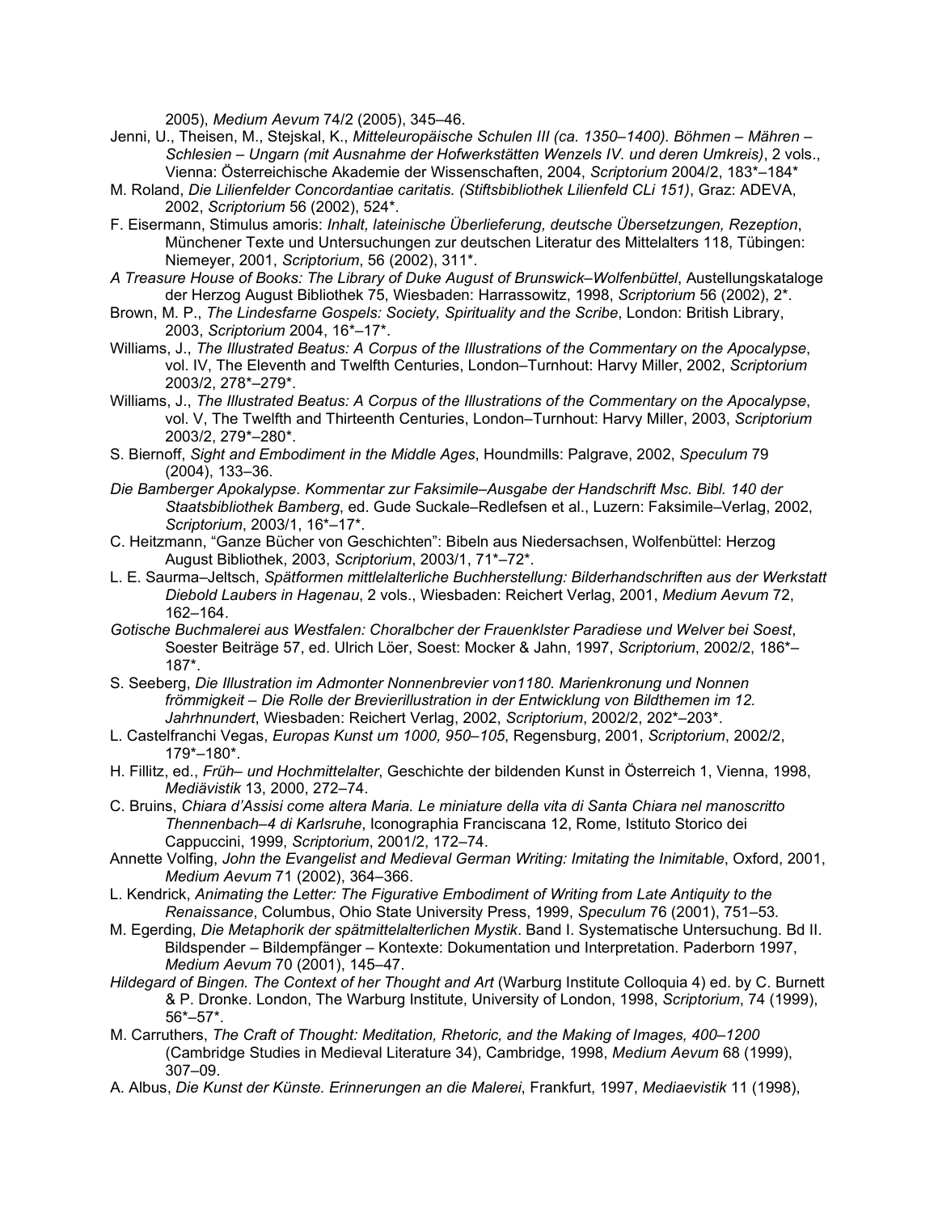2005), *Medium Aevum* 74/2 (2005), 345–46.

Jenni, U., Theisen, M., Stejskal, K., *Mitteleuropäische Schulen III (ca. 1350–1400). Böhmen – Mähren – Schlesien – Ungarn (mit Ausnahme der Hofwerkstätten Wenzels IV. und deren Umkreis)*, 2 vols., Vienna: Österreichische Akademie der Wissenschaften, 2004, *Scriptorium* 2004/2, 183*–184*

M. Roland, *Die Lilienfelder Concordantiae caritatis. (Stiftsbibliothek Lilienfeld CLi 151)*, Graz: ADEVA, 2002, *Scriptorium* 56 (2002), 524*.

F. Eisermann, Stimulus amoris: *Inhalt, lateinische Überlieferung, deutsche Übersetzungen, Rezeption*, Münchener Texte und Untersuchungen zur deutschen Literatur des Mittelalters 118, Tübingen: Niemeyer, 2001, *Scriptorium*, 56 (2002), 311*.

*A Treasure House of Books: The Library of Duke August of Brunswick–Wolfenbüttel*, Austellungskataloge der Herzog August Bibliothek 75, Wiesbaden: Harrassowitz, 1998, *Scriptorium* 56 (2002), 2*.

Brown, M. P., *The Lindesfarne Gospels: Society, Spirituality and the Scribe*, London: British Library, 2003, *Scriptorium* 2004, 16*–17*.

Williams, J., *The Illustrated Beatus: A Corpus of the Illustrations of the Commentary on the Apocalypse*, vol. IV, The Eleventh and Twelfth Centuries, London–Turnhout: Harvy Miller, 2002, *Scriptorium* 2003/2, 278*–279*.

Williams, J., *The Illustrated Beatus: A Corpus of the Illustrations of the Commentary on the Apocalypse*, vol. V, The Twelfth and Thirteenth Centuries, London–Turnhout: Harvy Miller, 2003, *Scriptorium* 2003/2, 279*–280*.

S. Biernoff, *Sight and Embodiment in the Middle Ages*, Houndmills: Palgrave, 2002, *Speculum* 79 (2004), 133–36.

*Die Bamberger Apokalypse. Kommentar zur Faksimile–Ausgabe der Handschrift Msc. Bibl. 140 der Staatsbibliothek Bamberg*, ed. Gude Suckale–Redlefsen et al., Luzern: Faksimile–Verlag, 2002, *Scriptorium*, 2003/1, 16*–17*.

C. Heitzmann, "Ganze Bücher von Geschichten": Bibeln aus Niedersachsen, Wolfenbüttel: Herzog August Bibliothek, 2003, *Scriptorium*, 2003/1, 71*–72*.

L. E. Saurma–Jeltsch, *Spätformen mittlelalterliche Buchherstellung: Bilderhandschriften aus der Werkstatt Diebold Laubers in Hagenau*, 2 vols., Wiesbaden: Reichert Verlag, 2001, *Medium Aevum* 72, 162–164.

*Gotische Buchmalerei aus Westfalen: Choralbcher der Frauenklster Paradiese und Welver bei Soest*, Soester Beiträge 57, ed. Ulrich Löer, Soest: Mocker & Jahn, 1997, *Scriptorium*, 2002/2, 186*–187*.

S. Seeberg, *Die Illustration im Admonter Nonnenbrevier von1180. Marienkronung und Nonnen frömmigkeit – Die Rolle der Brevierillustration in der Entwicklung von Bildthemen im 12. Jahrhnundert*, Wiesbaden: Reichert Verlag, 2002, *Scriptorium*, 2002/2, 202*–203*.

L. Castelfranchi Vegas, *Europas Kunst um 1000, 950–105*, Regensburg, 2001, *Scriptorium*, 2002/2, 179*–180*.

H. Fillitz, ed., *Früh– und Hochmittelalter*, Geschichte der bildenden Kunst in Österreich 1, Vienna, 1998, *Mediävistik* 13, 2000, 272–74.

C. Bruins, *Chiara d'Assisi come altera Maria. Le miniature della vita di Santa Chiara nel manoscritto Thennenbach–4 di Karlsruhe*, Iconographia Franciscana 12, Rome, Istituto Storico dei Cappuccini, 1999, *Scriptorium*, 2001/2, 172–74.

Annette Volfing, *John the Evangelist and Medieval German Writing: Imitating the Inimitable*, Oxford, 2001, *Medium Aevum* 71 (2002), 364–366.

L. Kendrick, *Animating the Letter: The Figurative Embodiment of Writing from Late Antiquity to the Renaissance*, Columbus, Ohio State University Press, 1999, *Speculum* 76 (2001), 751–53.

M. Egerding, *Die Metaphorik der spätmittelalterlichen Mystik*. Band I. Systematische Untersuchung. Bd II. Bildspender – Bildempfänger – Kontexte: Dokumentation und Interpretation. Paderborn 1997, *Medium Aevum* 70 (2001), 145–47.

*Hildegard of Bingen. The Context of her Thought and Art* (Warburg Institute Colloquia 4) ed. by C. Burnett & P. Dronke. London, The Warburg Institute, University of London, 1998, *Scriptorium*, 74 (1999), 56*–57*.

M. Carruthers, *The Craft of Thought: Meditation, Rhetoric, and the Making of Images, 400–1200* (Cambridge Studies in Medieval Literature 34), Cambridge, 1998, *Medium Aevum* 68 (1999), 307–09.

A. Albus, *Die Kunst der Künste. Erinnerungen an die Malerei*, Frankfurt, 1997, *Mediaevistik* 11 (1998),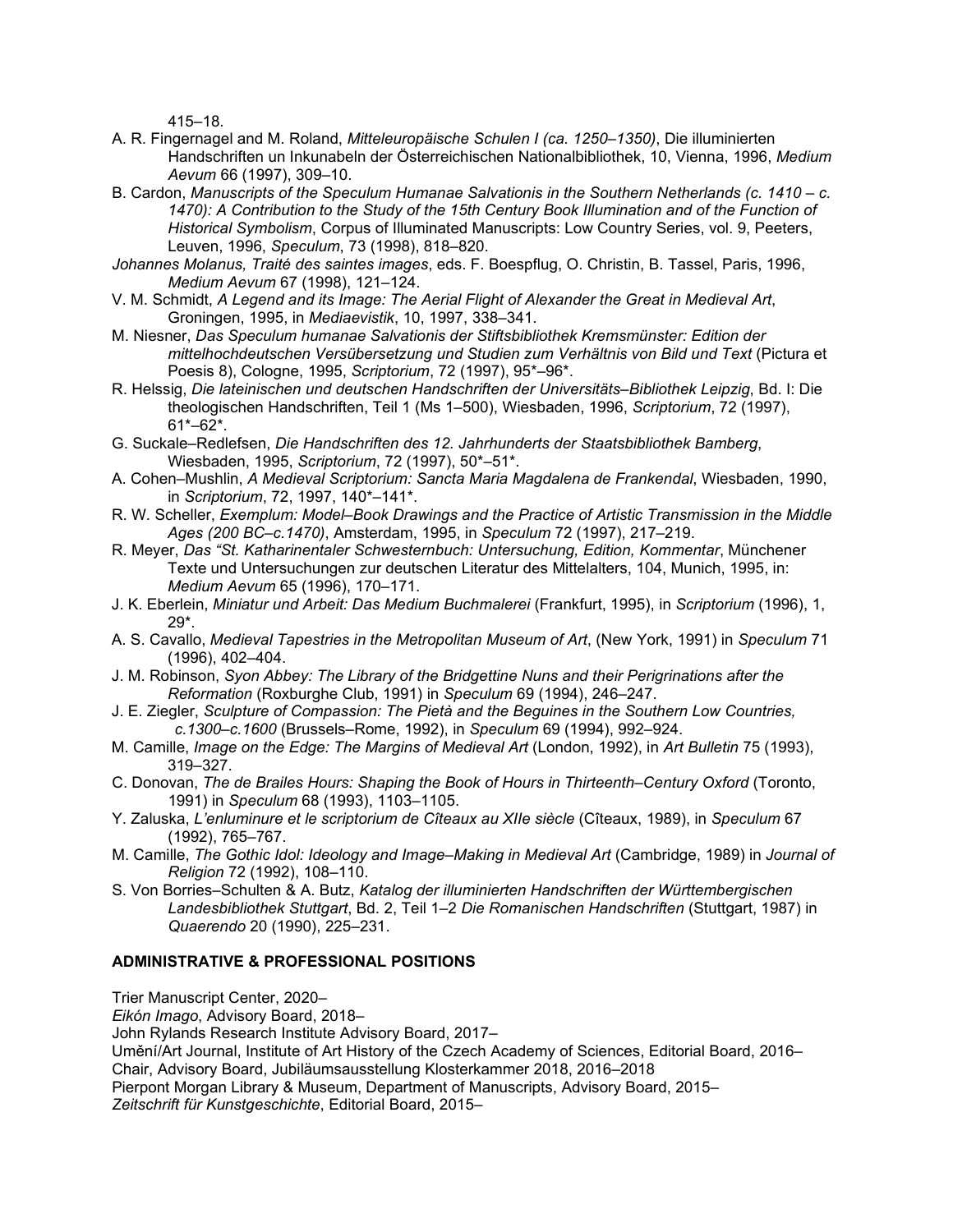415–18.

A. R. Fingernagel and M. Roland, *Mitteleuropäische Schulen I (ca. 1250–1350)*, Die illuminierten Handschriften un Inkunabeln der Österreichischen Nationalbibliothek, 10, Vienna, 1996, *Medium Aevum* 66 (1997), 309–10.

B. Cardon, *Manuscripts of the Speculum Humanae Salvationis in the Southern Netherlands (c. 1410 – c. 1470): A Contribution to the Study of the 15th Century Book Illumination and of the Function of Historical Symbolism*, Corpus of Illuminated Manuscripts: Low Country Series, vol. 9, Peeters, Leuven, 1996, *Speculum*, 73 (1998), 818–820.

*Johannes Molanus, Traité des saintes images*, eds. F. Boespflug, O. Christin, B. Tassel, Paris, 1996, *Medium Aevum* 67 (1998), 121–124.

V. M. Schmidt, *A Legend and its Image: The Aerial Flight of Alexander the Great in Medieval Art*, Groningen, 1995, in *Mediaevistik*, 10, 1997, 338–341.

M. Niesner, *Das Speculum humanae Salvationis der Stiftsbibliothek Kremsmünster: Edition der mittelhochdeutschen Versübersetzung und Studien zum Verhältnis von Bild und Text* (Pictura et Poesis 8), Cologne, 1995, *Scriptorium*, 72 (1997), 95*–96*.

R. Helssig, *Die lateinischen und deutschen Handschriften der Universitäts–Bibliothek Leipzig*, Bd. I: Die theologischen Handschriften, Teil 1 (Ms 1–500), Wiesbaden, 1996, *Scriptorium*, 72 (1997), 61*–62*.

G. Suckale–Redlefsen, *Die Handschriften des 12. Jahrhunderts der Staatsbibliothek Bamberg*, Wiesbaden, 1995, *Scriptorium*, 72 (1997), 50*–51*.

A. Cohen–Mushlin, *A Medieval Scriptorium: Sancta Maria Magdalena de Frankendal*, Wiesbaden, 1990, in *Scriptorium*, 72, 1997, 140*–141*.

R. W. Scheller, *Exemplum: Model–Book Drawings and the Practice of Artistic Transmission in the Middle Ages (200 BC–c.1470)*, Amsterdam, 1995, in *Speculum* 72 (1997), 217–219.

R. Meyer, *Das "St. Katharinentaler Schwesternbuch: Untersuchung, Edition, Kommentar*, Münchener Texte und Untersuchungen zur deutschen Literatur des Mittelalters, 104, Munich, 1995, in: *Medium Aevum* 65 (1996), 170–171.

J. K. Eberlein, *Miniatur und Arbeit: Das Medium Buchmalerei* (Frankfurt, 1995), in *Scriptorium* (1996), 1, 29*.

A. S. Cavallo, *Medieval Tapestries in the Metropolitan Museum of Art*, (New York, 1991) in *Speculum* 71 (1996), 402–404.

J. M. Robinson, *Syon Abbey: The Library of the Bridgettine Nuns and their Perigrinations after the Reformation* (Roxburghe Club, 1991) in *Speculum* 69 (1994), 246–247.

J. E. Ziegler, *Sculpture of Compassion: The Pietà and the Beguines in the Southern Low Countries, c.1300–c.1600* (Brussels–Rome, 1992), in *Speculum* 69 (1994), 992–924.

M. Camille, *Image on the Edge: The Margins of Medieval Art* (London, 1992), in *Art Bulletin* 75 (1993), 319–327.

C. Donovan, *The de Brailes Hours: Shaping the Book of Hours in Thirteenth–Century Oxford* (Toronto, 1991) in *Speculum* 68 (1993), 1103–1105.

Y. Zaluska, *L'enluminure et le scriptorium de Cîteaux au XIIe siècle* (Cîteaux, 1989), in *Speculum* 67 (1992), 765–767.

M. Camille, *The Gothic Idol: Ideology and Image–Making in Medieval Art* (Cambridge, 1989) in *Journal of Religion* 72 (1992), 108–110.

S. Von Borries–Schulten & A. Butz, *Katalog der illuminierten Handschriften der Württembergischen Landesbibliothek Stuttgart*, Bd. 2, Teil 1–2 *Die Romanischen Handschriften* (Stuttgart, 1987) in *Quaerendo* 20 (1990), 225–231.

## ADMINISTRATIVE & PROFESSIONAL POSITIONS

Trier Manuscript Center, 2020–

*Eikón Imago*, Advisory Board, 2018–

John Rylands Research Institute Advisory Board, 2017–

Umění/Art Journal, Institute of Art History of the Czech Academy of Sciences, Editorial Board, 2016–

Chair, Advisory Board, Jubiläumsausstellung Klosterkammer 2018, 2016–2018

Pierpont Morgan Library & Museum, Department of Manuscripts, Advisory Board, 2015–

*Zeitschrift für Kunstgeschichte*, Editorial Board, 2015–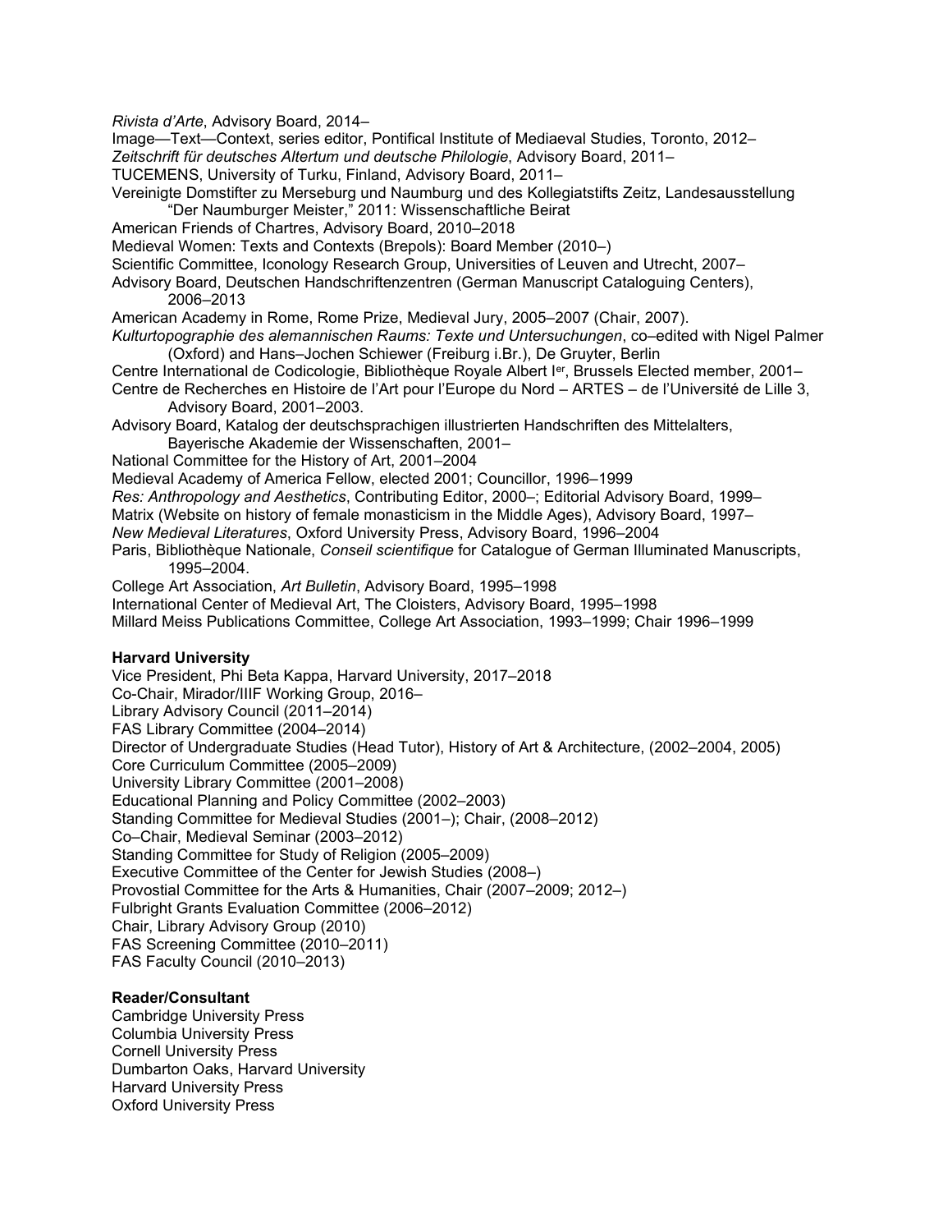*Rivista d'Arte*, Advisory Board, 2014–
Image—Text—Context, series editor, Pontifical Institute of Mediaeval Studies, Toronto, 2012–
*Zeitschrift für deutsches Altertum und deutsche Philologie*, Advisory Board, 2011–
TUCEMENS, University of Turku, Finland, Advisory Board, 2011–
Vereinigte Domstifter zu Merseburg und Naumburg und des Kollegiatstifts Zeitz, Landesausstellung "Der Naumburger Meister," 2011: Wissenschaftliche Beirat
American Friends of Chartres, Advisory Board, 2010–2018
Medieval Women: Texts and Contexts (Brepols): Board Member (2010–)
Scientific Committee, Iconology Research Group, Universities of Leuven and Utrecht, 2007–
Advisory Board, Deutschen Handschriftenzentren (German Manuscript Cataloguing Centers), 2006–2013
American Academy in Rome, Rome Prize, Medieval Jury, 2005–2007 (Chair, 2007).
*Kulturtopographie des alemannischen Raums: Texte und Untersuchungen*, co–edited with Nigel Palmer (Oxford) and Hans–Jochen Schiewer (Freiburg i.Br.), De Gruyter, Berlin
Centre International de Codicologie, Bibliothèque Royale Albert I[er], Brussels Elected member, 2001–
Centre de Recherches en Histoire de l'Art pour l'Europe du Nord – ARTES – de l'Université de Lille 3, Advisory Board, 2001–2003.
Advisory Board, Katalog der deutschsprachigen illustrierten Handschriften des Mittelalters, Bayerische Akademie der Wissenschaften, 2001–
National Committee for the History of Art, 2001–2004
Medieval Academy of America Fellow, elected 2001; Councillor, 1996–1999
*Res: Anthropology and Aesthetics*, Contributing Editor, 2000–; Editorial Advisory Board, 1999–
Matrix (Website on history of female monasticism in the Middle Ages), Advisory Board, 1997–
*New Medieval Literatures*, Oxford University Press, Advisory Board, 1996–2004
Paris, Bibliothèque Nationale, *Conseil scientifique* for Catalogue of German Illuminated Manuscripts, 1995–2004.
College Art Association, *Art Bulletin*, Advisory Board, 1995–1998
International Center of Medieval Art, The Cloisters, Advisory Board, 1995–1998
Millard Meiss Publications Committee, College Art Association, 1993–1999; Chair 1996–1999

**Harvard University**

Vice President, Phi Beta Kappa, Harvard University, 2017–2018
Co-Chair, Mirador/IIIF Working Group, 2016–
Library Advisory Council (2011–2014)
FAS Library Committee (2004–2014)
Director of Undergraduate Studies (Head Tutor), History of Art & Architecture, (2002–2004, 2005)
Core Curriculum Committee (2005–2009)
University Library Committee (2001–2008)
Educational Planning and Policy Committee (2002–2003)
Standing Committee for Medieval Studies (2001–); Chair, (2008–2012)
Co–Chair, Medieval Seminar (2003–2012)
Standing Committee for Study of Religion (2005–2009)
Executive Committee of the Center for Jewish Studies (2008–)
Provostial Committee for the Arts & Humanities, Chair (2007–2009; 2012–)
Fulbright Grants Evaluation Committee (2006–2012)
Chair, Library Advisory Group (2010)
FAS Screening Committee (2010–2011)
FAS Faculty Council (2010–2013)

**Reader/Consultant**

Cambridge University Press
Columbia University Press
Cornell University Press
Dumbarton Oaks, Harvard University
Harvard University Press
Oxford University Press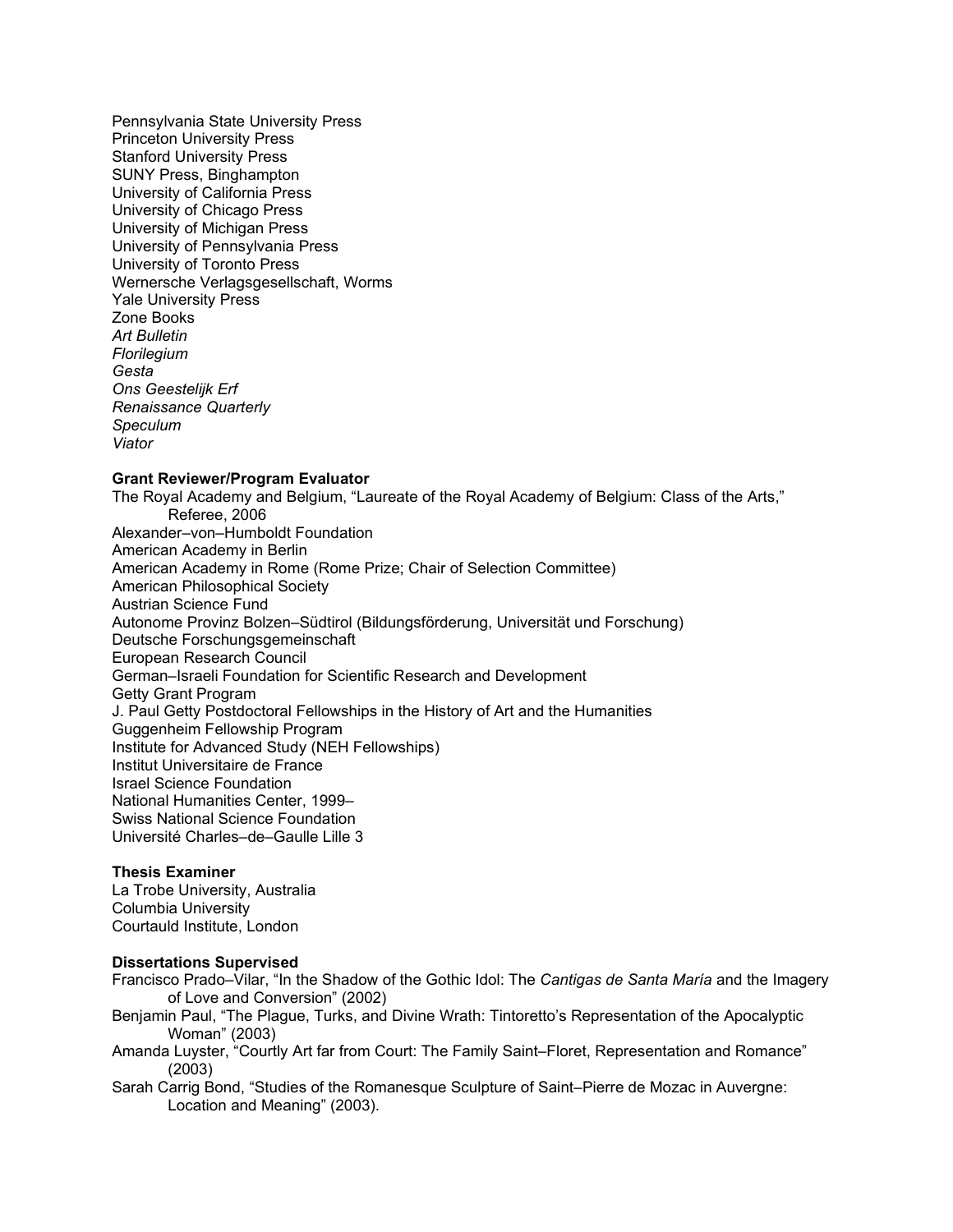Pennsylvania State University Press
Princeton University Press
Stanford University Press
SUNY Press, Binghampton
University of California Press
University of Chicago Press
University of Michigan Press
University of Pennsylvania Press
University of Toronto Press
Wernersche Verlagsgesellschaft, Worms
Yale University Press
Zone Books
*Art Bulletin*
*Florilegium*
*Gesta*
*Ons Geestelijk Erf*
*Renaissance Quarterly*
*Speculum*
*Viator*

**Grant Reviewer/Program Evaluator**

The Royal Academy and Belgium, "Laureate of the Royal Academy of Belgium: Class of the Arts," Referee, 2006
Alexander–von–Humboldt Foundation
American Academy in Berlin
American Academy in Rome (Rome Prize; Chair of Selection Committee)
American Philosophical Society
Austrian Science Fund
Autonome Provinz Bolzen–Südtirol (Bildungsförderung, Universität und Forschung)
Deutsche Forschungsgemeinschaft
European Research Council
German–Israeli Foundation for Scientific Research and Development
Getty Grant Program
J. Paul Getty Postdoctoral Fellowships in the History of Art and the Humanities
Guggenheim Fellowship Program
Institute for Advanced Study (NEH Fellowships)
Institut Universitaire de France
Israel Science Foundation
National Humanities Center, 1999–
Swiss National Science Foundation
Université Charles–de–Gaulle Lille 3

**Thesis Examiner**

La Trobe University, Australia
Columbia University
Courtauld Institute, London

**Dissertations Supervised**

Francisco Prado–Vilar, "In the Shadow of the Gothic Idol: The *Cantigas de Santa María* and the Imagery of Love and Conversion" (2002)
Benjamin Paul, "The Plague, Turks, and Divine Wrath: Tintoretto's Representation of the Apocalyptic Woman" (2003)
Amanda Luyster, "Courtly Art far from Court: The Family Saint–Floret, Representation and Romance" (2003)
Sarah Carrig Bond, "Studies of the Romanesque Sculpture of Saint–Pierre de Mozac in Auvergne: Location and Meaning" (2003).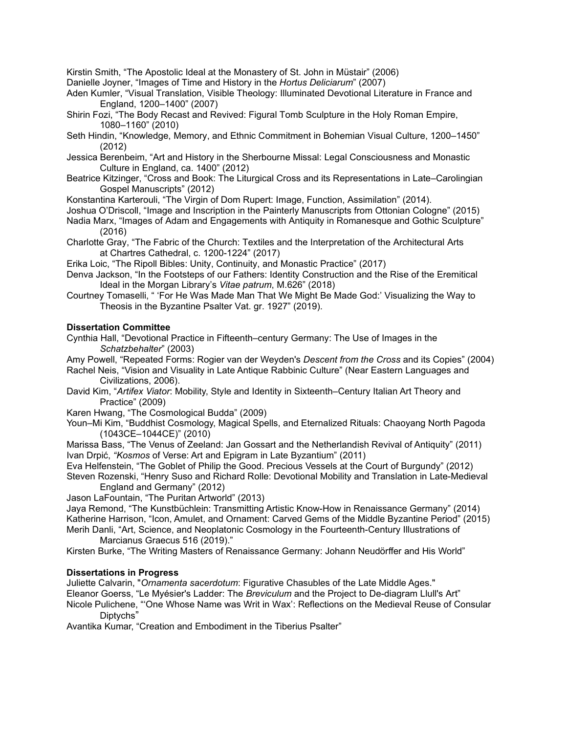Kirstin Smith, "The Apostolic Ideal at the Monastery of St. John in Müstair" (2006)
Danielle Joyner, "Images of Time and History in the *Hortus Deliciarum*" (2007)
Aden Kumler, "Visual Translation, Visible Theology: Illuminated Devotional Literature in France and England, 1200–1400" (2007)
Shirin Fozi, "The Body Recast and Revived: Figural Tomb Sculpture in the Holy Roman Empire, 1080–1160" (2010)
Seth Hindin, "Knowledge, Memory, and Ethnic Commitment in Bohemian Visual Culture, 1200–1450" (2012)
Jessica Berenbeim, "Art and History in the Sherbourne Missal: Legal Consciousness and Monastic Culture in England, ca. 1400" (2012)
Beatrice Kitzinger, "Cross and Book: The Liturgical Cross and its Representations in Late–Carolingian Gospel Manuscripts" (2012)
Konstantina Karterouli, "The Virgin of Dom Rupert: Image, Function, Assimilation" (2014).
Joshua O'Driscoll, "Image and Inscription in the Painterly Manuscripts from Ottonian Cologne" (2015)
Nadia Marx, "Images of Adam and Engagements with Antiquity in Romanesque and Gothic Sculpture" (2016)
Charlotte Gray, "The Fabric of the Church: Textiles and the Interpretation of the Architectural Arts at Chartres Cathedral, c. 1200-1224" (2017)
Erika Loic, "The Ripoll Bibles: Unity, Continuity, and Monastic Practice" (2017)
Denva Jackson, "In the Footsteps of our Fathers: Identity Construction and the Rise of the Eremitical Ideal in the Morgan Library's *Vitae patrum*, M.626" (2018)
Courtney Tomaselli, " 'For He Was Made Man That We Might Be Made God:' Visualizing the Way to Theosis in the Byzantine Psalter Vat. gr. 1927" (2019).

**Dissertation Committee**

Cynthia Hall, "Devotional Practice in Fifteenth–century Germany: The Use of Images in the *Schatzbehalter*" (2003)
Amy Powell, "Repeated Forms: Rogier van der Weyden's *Descent from the Cross* and its Copies" (2004)
Rachel Neis, "Vision and Visuality in Late Antique Rabbinic Culture" (Near Eastern Languages and Civilizations, 2006).
David Kim, "*Artifex Viator*: Mobility, Style and Identity in Sixteenth–Century Italian Art Theory and Practice" (2009)
Karen Hwang, "The Cosmological Budda" (2009)
Youn–Mi Kim, "Buddhist Cosmology, Magical Spells, and Eternalized Rituals: Chaoyang North Pagoda (1043CE–1044CE)" (2010)
Marissa Bass, "The Venus of Zeeland: Jan Gossart and the Netherlandish Revival of Antiquity" (2011)
Ivan Drpić, *"Kosmos* of Verse: Art and Epigram in Late Byzantium" (2011)
Eva Helfenstein, "The Goblet of Philip the Good. Precious Vessels at the Court of Burgundy" (2012)
Steven Rozenski, "Henry Suso and Richard Rolle: Devotional Mobility and Translation in Late-Medieval England and Germany" (2012)
Jason LaFountain, "The Puritan Artworld" (2013)
Jaya Remond, "The Kunstbüchlein: Transmitting Artistic Know-How in Renaissance Germany" (2014)
Katherine Harrison, "Icon, Amulet, and Ornament: Carved Gems of the Middle Byzantine Period" (2015)
Merih Danli, "Art, Science, and Neoplatonic Cosmology in the Fourteenth-Century Illustrations of Marcianus Graecus 516 (2019)."
Kirsten Burke, "The Writing Masters of Renaissance Germany: Johann Neudörffer and His World"

**Dissertations in Progress**

Juliette Calvarin, "*Ornamenta sacerdotum*: Figurative Chasubles of the Late Middle Ages."
Eleanor Goerss, "Le Myésier's Ladder: The *Breviculum* and the Project to De-diagram Llull's Art"
Nicole Pulichene, "'One Whose Name was Writ in Wax': Reflections on the Medieval Reuse of Consular Diptychs"
Avantika Kumar, "Creation and Embodiment in the Tiberius Psalter"